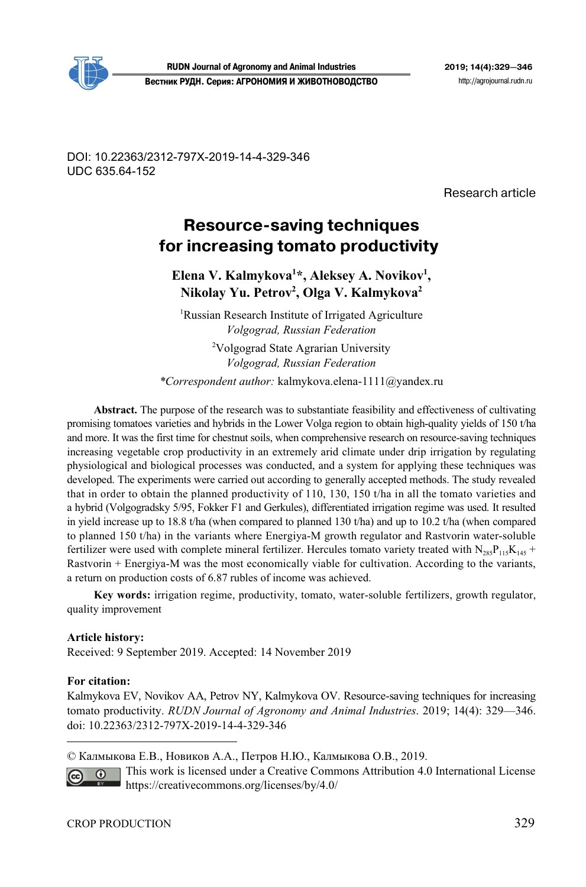DOI: 10.22363/2312-797X-2019-14-4-329-346
UDC 635.64-152

Research article

# Resource-saving techniques for increasing tomato productivity

**Elena V. Kalmykova[1]*, Aleksey A. Novikov[1], Nikolay Yu. Petrov[2], Olga V. Kalmykova[2]**

[1]Russian Research Institute of Irrigated Agriculture
*Volgograd, Russian Federation*

[2]Volgograd State Agrarian University
*Volgograd, Russian Federation*

**Correspondent author:* kalmykova.elena-1111@yandex.ru

**Abstract.** The purpose of the research was to substantiate feasibility and effectiveness of cultivating promising tomatoes varieties and hybrids in the Lower Volga region to obtain high-quality yields of 150 t/ha and more. It was the first time for chestnut soils, when comprehensive research on resource-saving techniques increasing vegetable crop productivity in an extremely arid climate under drip irrigation by regulating physiological and biological processes was conducted, and a system for applying these techniques was developed. The experiments were carried out according to generally accepted methods. The study revealed that in order to obtain the planned productivity of 110, 130, 150 t/ha in all the tomato varieties and a hybrid (Volgogradsky 5/95, Fokker F1 and Gerkules), differentiated irrigation regime was used. It resulted in yield increase up to 18.8 t/ha (when compared to planned 130 t/ha) and up to 10.2 t/ha (when compared to planned 150 t/ha) in the variants where Energiya-M growth regulator and Rastvorin water-soluble fertilizer were used with complete mineral fertilizer. Hercules tomato variety treated with $N_{285}P_{115}K_{145}$ + Rastvorin + Energiya-M was the most economically viable for cultivation. According to the variants, a return on production costs of 6.87 rubles of income was achieved.

**Key words:** irrigation regime, productivity, tomato, water-soluble fertilizers, growth regulator, quality improvement

**Article history:**
Received: 9 September 2019. Accepted: 14 November 2019

**For citation:**
Kalmykova EV, Novikov AA, Petrov NY, Kalmykova OV. Resource-saving techniques for increasing tomato productivity. *RUDN Journal of Agronomy and Animal Industries*. 2019; 14(4): 329—346. doi: 10.22363/2312-797X-2019-14-4-329-346

© Калмыкова Е.В., Новиков А.А., Петров Н.Ю., Калмыкова О.В., 2019.
This work is licensed under a Creative Commons Attribution 4.0 International License https://creativecommons.org/licenses/by/4.0/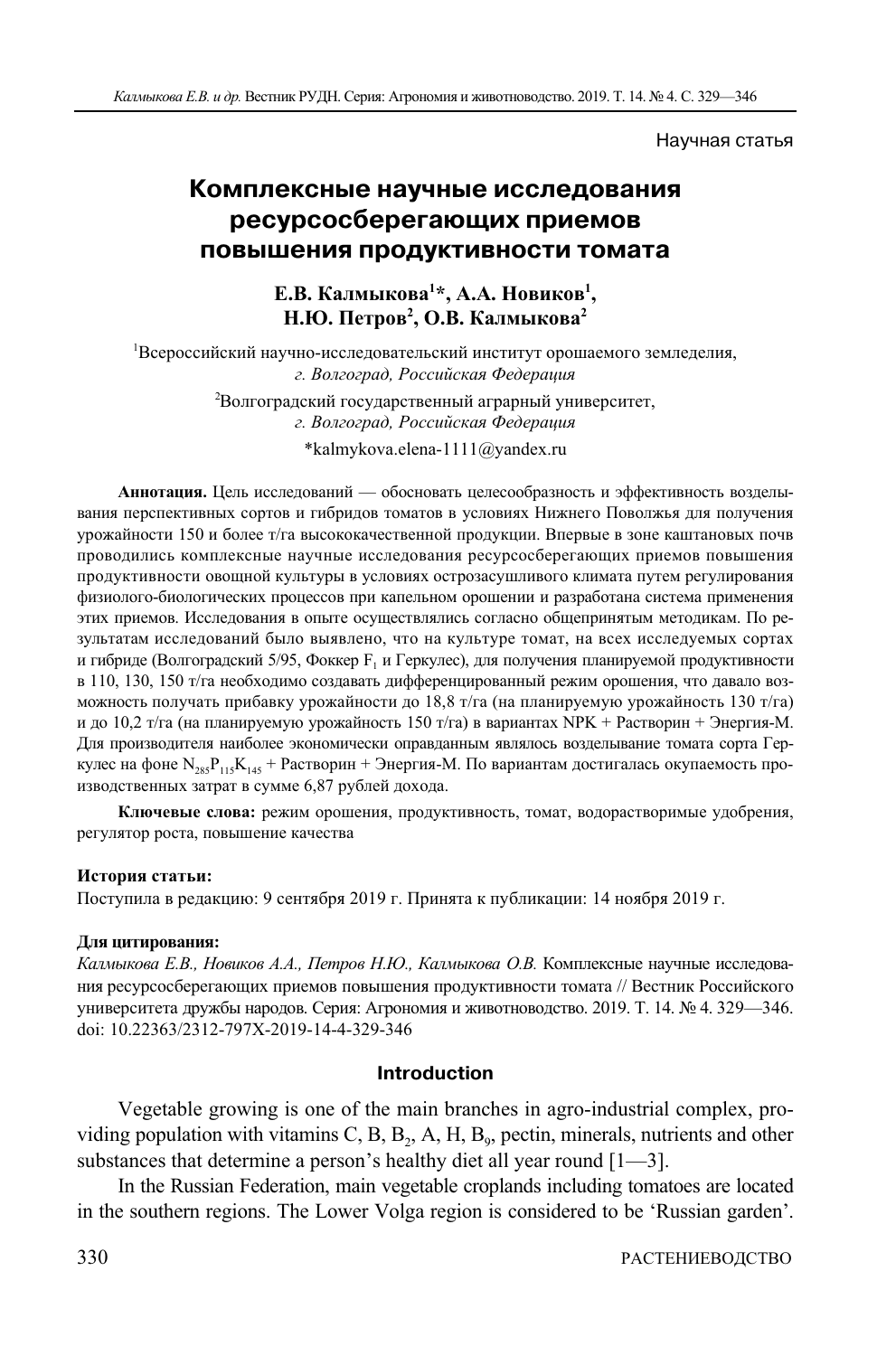Научная статья

# Комплексные научные исследования ресурсосберегающих приемов повышения продуктивности томата

**Е.В. Калмыкова[1]\*, А.А. Новиков[1], Н.Ю. Петров[2], О.В. Калмыкова[2]**

[1]Всероссийский научно-исследовательский институт орошаемого земледелия, *г. Волгоград, Российская Федерация*

[2]Волгоградский государственный аграрный университет, *г. Волгоград, Российская Федерация*

\*kalmykova.elena-1111@yandex.ru

**Аннотация.** Цель исследований — обосновать целесообразность и эффективность возделывания перспективных сортов и гибридов томатов в условиях Нижнего Поволжья для получения урожайности 150 и более т/га высококачественной продукции. Впервые в зоне каштановых почв проводились комплексные научные исследования ресурсосберегающих приемов повышения продуктивности овощной культуры в условиях острозасушливого климата путем регулирования физиолого-биологических процессов при капельном орошении и разработана система применения этих приемов. Исследования в опыте осуществлялись согласно общепринятым методикам. По результатам исследований было выявлено, что на культуре томат, на всех исследуемых сортах и гибриде (Волгоградский 5/95, Фоккер $F_1$ и Геркулес), для получения планируемой продуктивности в 110, 130, 150 т/га необходимо создавать дифференцированный режим орошения, что давало возможность получать прибавку урожайности до 18,8 т/га (на планируемую урожайность 130 т/га) и до 10,2 т/га (на планируемую урожайность 150 т/га) в вариантах NPK + Растворин + Энергия-М. Для производителя наиболее экономически оправданным являлось возделывание томата сорта Геркулес на фоне $N_{285}P_{115}K_{145}$ + Растворин + Энергия-М. По вариантам достигалась окупаемость производственных затрат в сумме 6,87 рублей дохода.

**Ключевые слова:** режим орошения, продуктивность, томат, водорастворимые удобрения, регулятор роста, повышение качества

**История статьи:**
Поступила в редакцию: 9 сентября 2019 г. Принята к публикации: 14 ноября 2019 г.

**Для цитирования:**
*Калмыкова Е.В., Новиков А.А., Петров Н.Ю., Калмыкова О.В.* Комплексные научные исследования ресурсосберегающих приемов повышения продуктивности томата // Вестник Российского университета дружбы народов. Серия: Агрономия и животноводство. 2019. Т. 14. № 4. 329—346. doi: 10.22363/2312-797X-2019-14-4-329-346

## Introduction

Vegetable growing is one of the main branches in agro-industrial complex, providing population with vitamins C, B, $B_2$, A, H, $B_9$, pectin, minerals, nutrients and other substances that determine a person's healthy diet all year round [1—3].

In the Russian Federation, main vegetable croplands including tomatoes are located in the southern regions. The Lower Volga region is considered to be 'Russian garden'.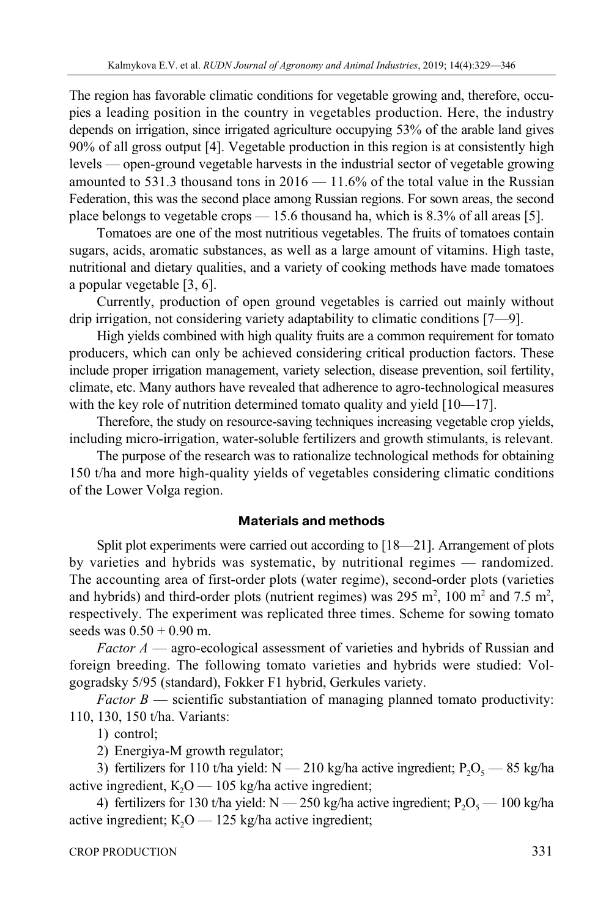The region has favorable climatic conditions for vegetable growing and, therefore, occupies a leading position in the country in vegetables production. Here, the industry depends on irrigation, since irrigated agriculture occupying 53% of the arable land gives 90% of all gross output [4]. Vegetable production in this region is at consistently high levels — open-ground vegetable harvests in the industrial sector of vegetable growing amounted to 531.3 thousand tons in 2016 — 11.6% of the total value in the Russian Federation, this was the second place among Russian regions. For sown areas, the second place belongs to vegetable crops — 15.6 thousand ha, which is 8.3% of all areas [5].

Tomatoes are one of the most nutritious vegetables. The fruits of tomatoes contain sugars, acids, aromatic substances, as well as a large amount of vitamins. High taste, nutritional and dietary qualities, and a variety of cooking methods have made tomatoes a popular vegetable [3, 6].

Currently, production of open ground vegetables is carried out mainly without drip irrigation, not considering variety adaptability to climatic conditions [7—9].

High yields combined with high quality fruits are a common requirement for tomato producers, which can only be achieved considering critical production factors. These include proper irrigation management, variety selection, disease prevention, soil fertility, climate, etc. Many authors have revealed that adherence to agro-technological measures with the key role of nutrition determined tomato quality and yield [10—17].

Therefore, the study on resource-saving techniques increasing vegetable crop yields, including micro-irrigation, water-soluble fertilizers and growth stimulants, is relevant.

The purpose of the research was to rationalize technological methods for obtaining 150 t/ha and more high-quality yields of vegetables considering climatic conditions of the Lower Volga region.

## Materials and methods

Split plot experiments were carried out according to [18—21]. Arrangement of plots by varieties and hybrids was systematic, by nutritional regimes — randomized. The accounting area of first-order plots (water regime), second-order plots (varieties and hybrids) and third-order plots (nutrient regimes) was 295 m$^2$, 100 m$^2$ and 7.5 m$^2$, respectively. The experiment was replicated three times. Scheme for sowing tomato seeds was 0.50 + 0.90 m.

*Factor A* — agro-ecological assessment of varieties and hybrids of Russian and foreign breeding. The following tomato varieties and hybrids were studied: Volgogradsky 5/95 (standard), Fokker F1 hybrid, Gerkules variety.

*Factor B* — scientific substantiation of managing planned tomato productivity: 110, 130, 150 t/ha. Variants:

1) control;

2) Energiya-M growth regulator;

3) fertilizers for 110 t/ha yield: N — 210 kg/ha active ingredient; $P_2O_5$ — 85 kg/ha active ingredient, $K_2O$ — 105 kg/ha active ingredient;

4) fertilizers for 130 t/ha yield: N — 250 kg/ha active ingredient; $P_2O_5$ — 100 kg/ha active ingredient; $K_2O$ — 125 kg/ha active ingredient;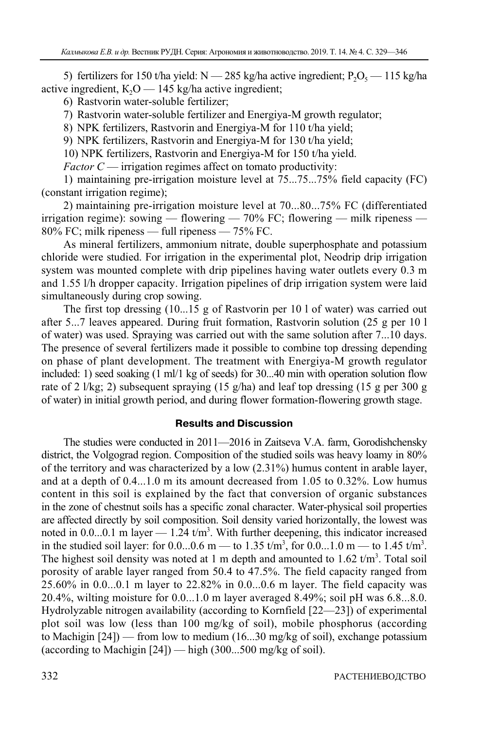5) fertilizers for 150 t/ha yield: N — 285 kg/ha active ingredient; $P_2O_5$ — 115 kg/ha active ingredient, $K_2O$ — 145 kg/ha active ingredient;

6) Rastvorin water-soluble fertilizer;

7) Rastvorin water-soluble fertilizer and Energiya-M growth regulator;

8) NPK fertilizers, Rastvorin and Energiya-M for 110 t/ha yield;

9) NPK fertilizers, Rastvorin and Energiya-M for 130 t/ha yield;

10) NPK fertilizers, Rastvorin and Energiya-M for 150 t/ha yield.

*Factor C* — irrigation regimes affect on tomato productivity:

1) maintaining pre-irrigation moisture level at 75...75...75% field capacity (FC) (constant irrigation regime);

2) maintaining pre-irrigation moisture level at 70...80...75% FC (differentiated irrigation regime): sowing — flowering — 70% FC; flowering — milk ripeness — 80% FC; milk ripeness — full ripeness — 75% FC.

As mineral fertilizers, ammonium nitrate, double superphosphate and potassium chloride were studied. For irrigation in the experimental plot, Neodrip drip irrigation system was mounted complete with drip pipelines having water outlets every 0.3 m and 1.55 l/h dropper capacity. Irrigation pipelines of drip irrigation system were laid simultaneously during crop sowing.

The first top dressing (10...15 g of Rastvorin per 10 l of water) was carried out after 5...7 leaves appeared. During fruit formation, Rastvorin solution (25 g per 10 l of water) was used. Spraying was carried out with the same solution after 7...10 days. The presence of several fertilizers made it possible to combine top dressing depending on phase of plant development. The treatment with Energiya-M growth regulator included: 1) seed soaking (1 ml/1 kg of seeds) for 30...40 min with operation solution flow rate of 2 l/kg; 2) subsequent spraying (15 g/ha) and leaf top dressing (15 g per 300 g of water) in initial growth period, and during flower formation-flowering growth stage.

## Results and Discussion

The studies were conducted in 2011—2016 in Zaitseva V.A. farm, Gorodishchensky district, the Volgograd region. Composition of the studied soils was heavy loamy in 80% of the territory and was characterized by a low (2.31%) humus content in arable layer, and at a depth of 0.4...1.0 m its amount decreased from 1.05 to 0.32%. Low humus content in this soil is explained by the fact that conversion of organic substances in the zone of chestnut soils has a specific zonal character. Water-physical soil properties are affected directly by soil composition. Soil density varied horizontally, the lowest was noted in 0.0...0.1 m layer — 1.24 t/m$^3$. With further deepening, this indicator increased in the studied soil layer: for 0.0...0.6 m — to 1.35 t/m$^3$, for 0.0...1.0 m — to 1.45 t/m$^3$. The highest soil density was noted at 1 m depth and amounted to 1.62 t/m$^3$. Total soil porosity of arable layer ranged from 50.4 to 47.5%. The field capacity ranged from 25.60% in 0.0...0.1 m layer to 22.82% in 0.0...0.6 m layer. The field capacity was 20.4%, wilting moisture for 0.0...1.0 m layer averaged 8.49%; soil pH was 6.8...8.0. Hydrolyzable nitrogen availability (according to Kornfield [22—23]) of experimental plot soil was low (less than 100 mg/kg of soil), mobile phosphorus (according to Machigin [24]) — from low to medium (16...30 mg/kg of soil), exchange potassium (according to Machigin [24]) — high (300...500 mg/kg of soil).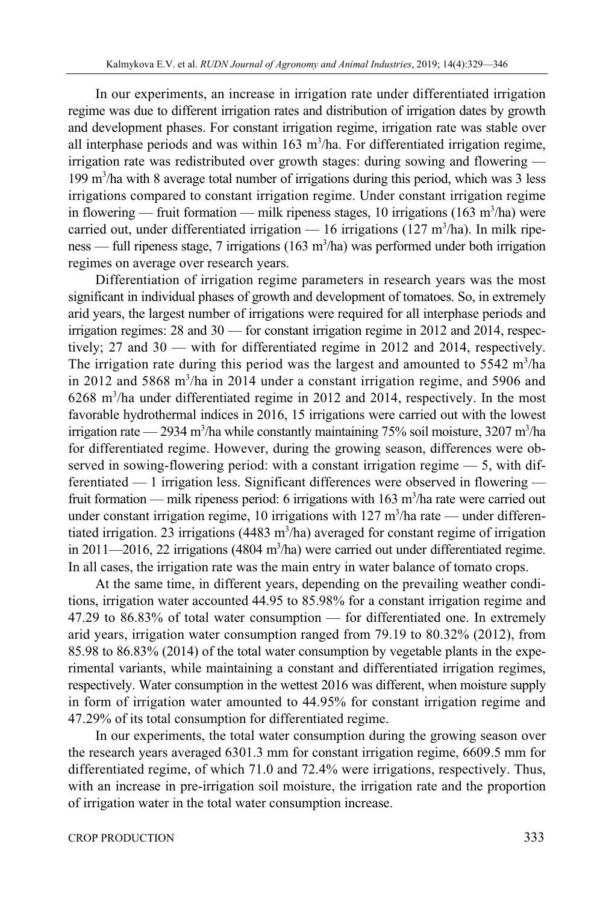In our experiments, an increase in irrigation rate under differentiated irrigation regime was due to different irrigation rates and distribution of irrigation dates by growth and development phases. For constant irrigation regime, irrigation rate was stable over all interphase periods and was within 163 $m^3$/ha. For differentiated irrigation regime, irrigation rate was redistributed over growth stages: during sowing and flowering — 199 $m^3$/ha with 8 average total number of irrigations during this period, which was 3 less irrigations compared to constant irrigation regime. Under constant irrigation regime in flowering — fruit formation — milk ripeness stages, 10 irrigations (163 $m^3$/ha) were carried out, under differentiated irrigation — 16 irrigations (127 $m^3$/ha). In milk ripeness — full ripeness stage, 7 irrigations (163 $m^3$/ha) was performed under both irrigation regimes on average over research years.

Differentiation of irrigation regime parameters in research years was the most significant in individual phases of growth and development of tomatoes. So, in extremely arid years, the largest number of irrigations were required for all interphase periods and irrigation regimes: 28 and 30 — for constant irrigation regime in 2012 and 2014, respectively; 27 and 30 — with for differentiated regime in 2012 and 2014, respectively. The irrigation rate during this period was the largest and amounted to 5542 $m^3$/ha in 2012 and 5868 $m^3$/ha in 2014 under a constant irrigation regime, and 5906 and 6268 $m^3$/ha under differentiated regime in 2012 and 2014, respectively. In the most favorable hydrothermal indices in 2016, 15 irrigations were carried out with the lowest irrigation rate — 2934 $m^3$/ha while constantly maintaining 75% soil moisture, 3207 $m^3$/ha for differentiated regime. However, during the growing season, differences were observed in sowing-flowering period: with a constant irrigation regime — 5, with differentiated — 1 irrigation less. Significant differences were observed in flowering — fruit formation — milk ripeness period: 6 irrigations with 163 $m^3$/ha rate were carried out under constant irrigation regime, 10 irrigations with 127 $m^3$/ha rate — under differentiated irrigation. 23 irrigations (4483 $m^3$/ha) averaged for constant regime of irrigation in 2011—2016, 22 irrigations (4804 $m^3$/ha) were carried out under differentiated regime. In all cases, the irrigation rate was the main entry in water balance of tomato crops.

At the same time, in different years, depending on the prevailing weather conditions, irrigation water accounted 44.95 to 85.98% for a constant irrigation regime and 47.29 to 86.83% of total water consumption — for differentiated one. In extremely arid years, irrigation water consumption ranged from 79.19 to 80.32% (2012), from 85.98 to 86.83% (2014) of the total water consumption by vegetable plants in the experimental variants, while maintaining a constant and differentiated irrigation regimes, respectively. Water consumption in the wettest 2016 was different, when moisture supply in form of irrigation water amounted to 44.95% for constant irrigation regime and 47.29% of its total consumption for differentiated regime.

In our experiments, the total water consumption during the growing season over the research years averaged 6301.3 mm for constant irrigation regime, 6609.5 mm for differentiated regime, of which 71.0 and 72.4% were irrigations, respectively. Thus, with an increase in pre-irrigation soil moisture, the irrigation rate and the proportion of irrigation water in the total water consumption increase.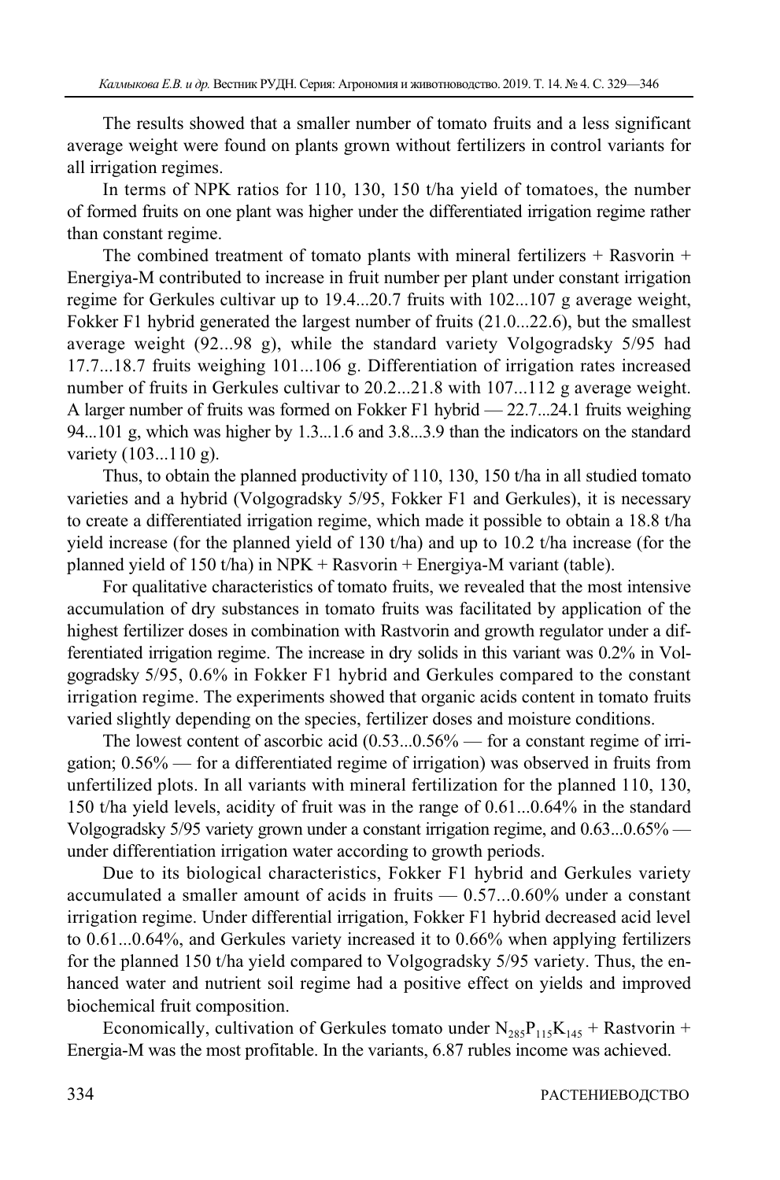The results showed that a smaller number of tomato fruits and a less significant average weight were found on plants grown without fertilizers in control variants for all irrigation regimes.

In terms of NPK ratios for 110, 130, 150 t/ha yield of tomatoes, the number of formed fruits on one plant was higher under the differentiated irrigation regime rather than constant regime.

The combined treatment of tomato plants with mineral fertilizers + Rasvorin + Energiya-M contributed to increase in fruit number per plant under constant irrigation regime for Gerkules cultivar up to 19.4...20.7 fruits with 102...107 g average weight, Fokker F1 hybrid generated the largest number of fruits (21.0...22.6), but the smallest average weight (92...98 g), while the standard variety Volgogradsky 5/95 had 17.7...18.7 fruits weighing 101...106 g. Differentiation of irrigation rates increased number of fruits in Gerkules cultivar to 20.2...21.8 with 107...112 g average weight. A larger number of fruits was formed on Fokker F1 hybrid — 22.7...24.1 fruits weighing 94...101 g, which was higher by 1.3...1.6 and 3.8...3.9 than the indicators on the standard variety (103...110 g).

Thus, to obtain the planned productivity of 110, 130, 150 t/ha in all studied tomato varieties and a hybrid (Volgogradsky 5/95, Fokker F1 and Gerkules), it is necessary to create a differentiated irrigation regime, which made it possible to obtain a 18.8 t/ha yield increase (for the planned yield of 130 t/ha) and up to 10.2 t/ha increase (for the planned yield of 150 t/ha) in NPK + Rasvorin + Energiya-M variant (table).

For qualitative characteristics of tomato fruits, we revealed that the most intensive accumulation of dry substances in tomato fruits was facilitated by application of the highest fertilizer doses in combination with Rastvorin and growth regulator under a differentiated irrigation regime. The increase in dry solids in this variant was 0.2% in Volgogradsky 5/95, 0.6% in Fokker F1 hybrid and Gerkules compared to the constant irrigation regime. The experiments showed that organic acids content in tomato fruits varied slightly depending on the species, fertilizer doses and moisture conditions.

The lowest content of ascorbic acid (0.53...0.56% — for a constant regime of irrigation; 0.56% — for a differentiated regime of irrigation) was observed in fruits from unfertilized plots. In all variants with mineral fertilization for the planned 110, 130, 150 t/ha yield levels, acidity of fruit was in the range of 0.61...0.64% in the standard Volgogradsky 5/95 variety grown under a constant irrigation regime, and 0.63...0.65% — under differentiation irrigation water according to growth periods.

Due to its biological characteristics, Fokker F1 hybrid and Gerkules variety accumulated a smaller amount of acids in fruits — 0.57...0.60% under a constant irrigation regime. Under differential irrigation, Fokker F1 hybrid decreased acid level to 0.61...0.64%, and Gerkules variety increased it to 0.66% when applying fertilizers for the planned 150 t/ha yield compared to Volgogradsky 5/95 variety. Thus, the enhanced water and nutrient soil regime had a positive effect on yields and improved biochemical fruit composition.

Economically, cultivation of Gerkules tomato under $N_{285}P_{115}K_{145}$ + Rastvorin + Energia-M was the most profitable. In the variants, 6.87 rubles income was achieved.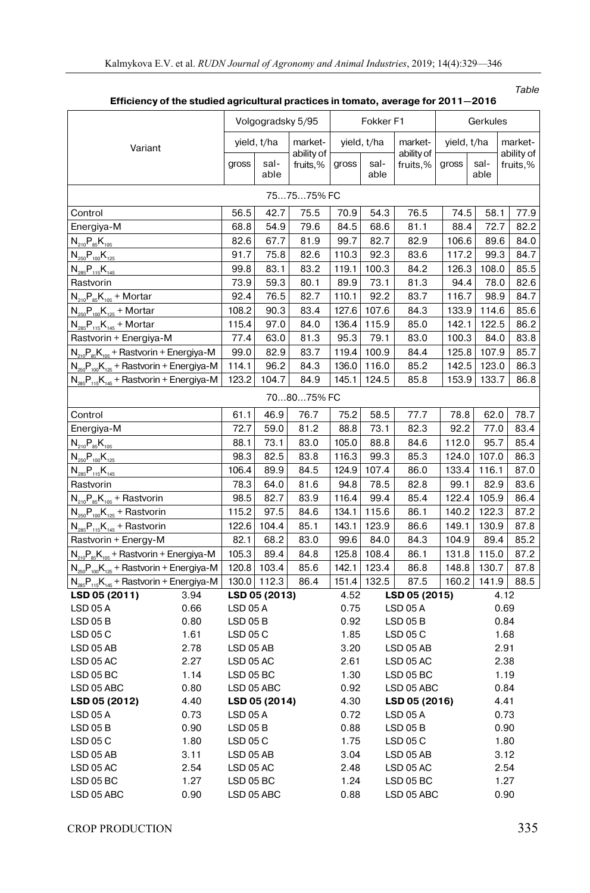*Table*

**Efficiency of the studied agricultural practices in tomato, average for 2011—2016**

| Variant | Volgogradsky 5/95 | | | Fokker F1 | | | Gerkules | | |
|---|---|---|---|---|---|---|---|---|---|
| | yield, t/ha | | marketability of fruits,% | yield, t/ha | | marketability of fruits,% | yield, t/ha | | marketability of fruits,% |
| | gross | salable | | gross | salable | | gross | salable | |
| **75…75…75% FC** | | | | | | | | | |
| Control | 56.5 | 42.7 | 75.5 | 70.9 | 54.3 | 76.5 | 74.5 | 58.1 | 77.9 |
| Energiya-M | 68.8 | 54.9 | 79.6 | 84.5 | 68.6 | 81.1 | 88.4 | 72.7 | 82.2 |
| $N_{210}P_{85}K_{105}$ | 82.6 | 67.7 | 81.9 | 99.7 | 82.7 | 82.9 | 106.6 | 89.6 | 84.0 |
| $N_{250}P_{100}K_{125}$ | 91.7 | 75.8 | 82.6 | 110.3 | 92.3 | 83.6 | 117.2 | 99.3 | 84.7 |
| $N_{285}P_{115}K_{145}$ | 99.8 | 83.1 | 83.2 | 119.1 | 100.3 | 84.2 | 126.3 | 108.0 | 85.5 |
| Rastvorin | 73.9 | 59.3 | 80.1 | 89.9 | 73.1 | 81.3 | 94.4 | 78.0 | 82.6 |
| $N_{210}P_{85}K_{105}$ + Mortar | 92.4 | 76.5 | 82.7 | 110.1 | 92.2 | 83.7 | 116.7 | 98.9 | 84.7 |
| $N_{250}P_{100}K_{125}$ + Mortar | 108.2 | 90.3 | 83.4 | 127.6 | 107.6 | 84.3 | 133.9 | 114.6 | 85.6 |
| $N_{285}P_{115}K_{145}$ + Mortar | 115.4 | 97.0 | 84.0 | 136.4 | 115.9 | 85.0 | 142.1 | 122.5 | 86.2 |
| Rastvorin + Energiya-M | 77.4 | 63.0 | 81.3 | 95.3 | 79.1 | 83.0 | 100.3 | 84.0 | 83.8 |
| $N_{210}P_{85}K_{105}$ + Rastvorin + Energiya-M | 99.0 | 82.9 | 83.7 | 119.4 | 100.9 | 84.4 | 125.8 | 107.9 | 85.7 |
| $N_{250}P_{100}K_{125}$ + Rastvorin + Energiya-M | 114.1 | 96.2 | 84.3 | 136.0 | 116.0 | 85.2 | 142.5 | 123.0 | 86.3 |
| $N_{285}P_{115}K_{145}$ + Rastvorin + Energiya-M | 123.2 | 104.7 | 84.9 | 145.1 | 124.5 | 85.8 | 153.9 | 133.7 | 86.8 |
| **70…80…75% FC** | | | | | | | | | |
| Control | 61.1 | 46.9 | 76.7 | 75.2 | 58.5 | 77.7 | 78.8 | 62.0 | 78.7 |
| Energiya-M | 72.7 | 59.0 | 81.2 | 88.8 | 73.1 | 82.3 | 92.2 | 77.0 | 83.4 |
| $N_{210}P_{85}K_{105}$ | 88.1 | 73.1 | 83.0 | 105.0 | 88.8 | 84.6 | 112.0 | 95.7 | 85.4 |
| $N_{250}P_{100}K_{125}$ | 98.3 | 82.5 | 83.8 | 116.3 | 99.3 | 85.3 | 124.0 | 107.0 | 86.3 |
| $N_{285}P_{115}K_{145}$ | 106.4 | 89.9 | 84.5 | 124.9 | 107.4 | 86.0 | 133.4 | 116.1 | 87.0 |
| Rastvorin | 78.3 | 64.0 | 81.6 | 94.8 | 78.5 | 82.8 | 99.1 | 82.9 | 83.6 |
| $N_{210}P_{85}K_{105}$ + Rastvorin | 98.5 | 82.7 | 83.9 | 116.4 | 99.4 | 85.4 | 122.4 | 105.9 | 86.4 |
| $N_{250}P_{100}K_{125}$ + Rastvorin | 115.2 | 97.5 | 84.6 | 134.1 | 115.6 | 86.1 | 140.2 | 122.3 | 87.2 |
| $N_{285}P_{115}K_{145}$ + Rastvorin | 122.6 | 104.4 | 85.1 | 143.1 | 123.9 | 86.6 | 149.1 | 130.9 | 87.8 |
| Rastvorin + Energy-M | 82.1 | 68.2 | 83.0 | 99.6 | 84.0 | 84.3 | 104.9 | 89.4 | 85.2 |
| $N_{210}P_{85}K_{105}$ + Rastvorin + Energiya-M | 105.3 | 89.4 | 84.8 | 125.8 | 108.4 | 86.1 | 131.8 | 115.0 | 87.2 |
| $N_{250}P_{100}K_{125}$ + Rastvorin + Energiya-M | 120.8 | 103.4 | 85.6 | 142.1 | 123.4 | 86.8 | 148.8 | 130.7 | 87.8 |
| $N_{285}P_{115}K_{145}$ + Rastvorin + Energiya-M | 130.0 | 112.3 | 86.4 | 151.4 | 132.5 | 87.5 | 160.2 | 141.9 | 88.5 |

| | | | | | |
|---|---|---|---|---|---|
| **LSD 05 (2011)** | 3.94 | **LSD 05 (2013)** | 4.52 | **LSD 05 (2015)** | 4.12 |
| LSD 05 A | 0.66 | LSD 05 A | 0.75 | LSD 05 A | 0.69 |
| LSD 05 B | 0.80 | LSD 05 B | 0.92 | LSD 05 B | 0.84 |
| LSD 05 C | 1.61 | LSD 05 C | 1.85 | LSD 05 C | 1.68 |
| LSD 05 AB | 2.78 | LSD 05 AB | 3.20 | LSD 05 AB | 2.91 |
| LSD 05 AC | 2.27 | LSD 05 AC | 2.61 | LSD 05 AC | 2.38 |
| LSD 05 BC | 1.14 | LSD 05 BC | 1.30 | LSD 05 BC | 1.19 |
| LSD 05 ABC | 0.80 | LSD 05 ABC | 0.92 | LSD 05 ABC | 0.84 |
| **LSD 05 (2012)** | 4.40 | **LSD 05 (2014)** | 4.30 | **LSD 05 (2016)** | 4.41 |
| LSD 05 A | 0.73 | LSD 05 A | 0.72 | LSD 05 A | 0.73 |
| LSD 05 B | 0.90 | LSD 05 B | 0.88 | LSD 05 B | 0.90 |
| LSD 05 C | 1.80 | LSD 05 C | 1.75 | LSD 05 C | 1.80 |
| LSD 05 AB | 3.11 | LSD 05 AB | 3.04 | LSD 05 AB | 3.12 |
| LSD 05 AC | 2.54 | LSD 05 AC | 2.48 | LSD 05 AC | 2.54 |
| LSD 05 BC | 1.27 | LSD 05 BC | 1.24 | LSD 05 BC | 1.27 |
| LSD 05 ABC | 0.90 | LSD 05 ABC | 0.88 | LSD 05 ABC | 0.90 |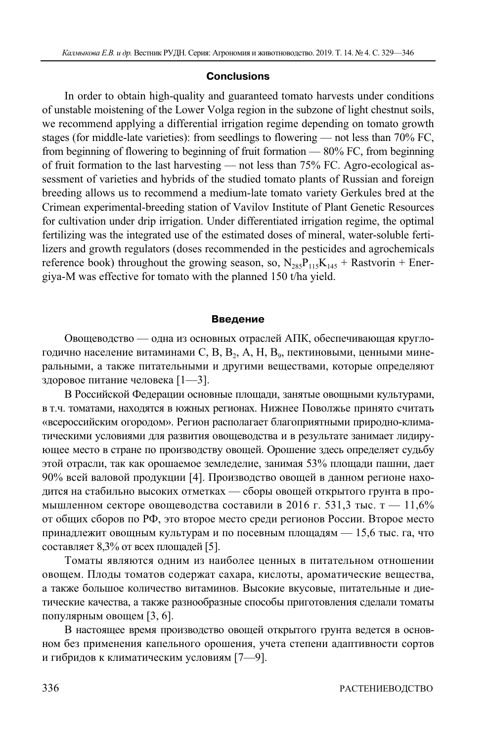## Conclusions

In order to obtain high-quality and guaranteed tomato harvests under conditions of unstable moistening of the Lower Volga region in the subzone of light chestnut soils, we recommend applying a differential irrigation regime depending on tomato growth stages (for middle-late varieties): from seedlings to flowering — not less than 70% FC, from beginning of flowering to beginning of fruit formation — 80% FC, from beginning of fruit formation to the last harvesting — not less than 75% FC. Agro-ecological assessment of varieties and hybrids of the studied tomato plants of Russian and foreign breeding allows us to recommend a medium-late tomato variety Gerkules bred at the Crimean experimental-breeding station of Vavilov Institute of Plant Genetic Resources for cultivation under drip irrigation. Under differentiated irrigation regime, the optimal fertilizing was the integrated use of the estimated doses of mineral, water-soluble fertilizers and growth regulators (doses recommended in the pesticides and agrochemicals reference book) throughout the growing season, so, $N_{285}P_{115}K_{145}$ + Rastvorin + Energiya-M was effective for tomato with the planned 150 t/ha yield.

## Введение

Овощеводство — одна из основных отраслей АПК, обеспечивающая круглогодично население витаминами С, В, $B_2$, А, Н, $B_9$, пектиновыми, ценными минеральными, а также питательными и другими веществами, которые определяют здоровое питание человека [1—3].

В Российской Федерации основные площади, занятые овощными культурами, в т.ч. томатами, находятся в южных регионах. Нижнее Поволжье принято считать «всероссийским огородом». Регион располагает благоприятными природно-климатическими условиями для развития овощеводства и в результате занимает лидирующее место в стране по производству овощей. Орошение здесь определяет судьбу этой отрасли, так как орошаемое земледелие, занимая 53% площади пашни, дает 90% всей валовой продукции [4]. Производство овощей в данном регионе находится на стабильно высоких отметках — сборы овощей открытого грунта в промышленном секторе овощеводства составили в 2016 г. 531,3 тыс. т — 11,6% от общих сборов по РФ, это второе место среди регионов России. Второе место принадлежит овощным культурам и по посевным площадям — 15,6 тыс. га, что составляет 8,3% от всех площадей [5].

Томаты являются одним из наиболее ценных в питательном отношении овощем. Плоды томатов содержат сахара, кислоты, ароматические вещества, а также большое количество витаминов. Высокие вкусовые, питательные и диетические качества, а также разнообразные способы приготовления сделали томаты популярным овощем [3, 6].

В настоящее время производство овощей открытого грунта ведется в основном без применения капельного орошения, учета степени адаптивности сортов и гибридов к климатическим условиям [7—9].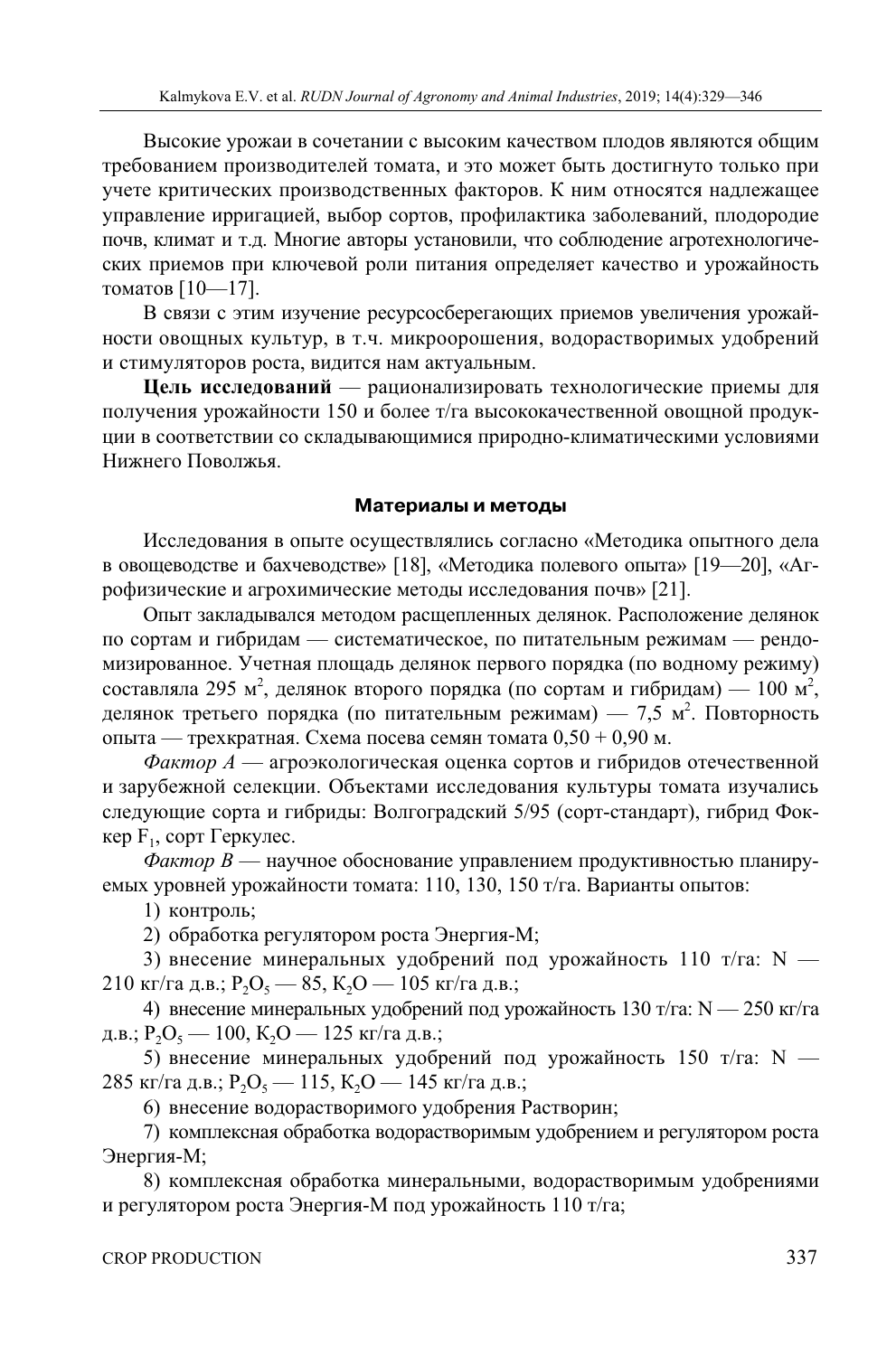Высокие урожаи в сочетании с высоким качеством плодов являются общим требованием производителей томата, и это может быть достигнуто только при учете критических производственных факторов. К ним относятся надлежащее управление ирригацией, выбор сортов, профилактика заболеваний, плодородие почв, климат и т.д. Многие авторы установили, что соблюдение агротехнологических приемов при ключевой роли питания определяет качество и урожайность томатов [10—17].

В связи с этим изучение ресурсосберегающих приемов увеличения урожайности овощных культур, в т.ч. микроорошения, водорастворимых удобрений и стимуляторов роста, видится нам актуальным.

**Цель исследований** — рационализировать технологические приемы для получения урожайности 150 и более т/га высококачественной овощной продукции в соответствии со складывающимися природно-климатическими условиями Нижнего Поволжья.

## Материалы и методы

Исследования в опыте осуществлялись согласно «Методика опытного дела в овощеводстве и бахчеводстве» [18], «Методика полевого опыта» [19—20], «Агрофизические и агрохимические методы исследования почв» [21].

Опыт закладывался методом расщепленных делянок. Расположение делянок по сортам и гибридам — систематическое, по питательным режимам — рендомизированное. Учетная площадь делянок первого порядка (по водному режиму) составляла 295 $м^2$, делянок второго порядка (по сортам и гибридам) — 100 $м^2$, делянок третьего порядка (по питательным режимам) — 7,5 $м^2$. Повторность опыта — трехкратная. Схема посева семян томата 0,50 + 0,90 м.

*Фактор А* — агроэкологическая оценка сортов и гибридов отечественной и зарубежной селекции. Объектами исследования культуры томата изучались следующие сорта и гибриды: Волгоградский 5/95 (сорт-стандарт), гибрид Фоккер $F_1$, сорт Геркулес.

*Фактор В* — научное обоснование управлением продуктивностью планируемых уровней урожайности томата: 110, 130, 150 т/га. Варианты опытов:

1) контроль;

2) обработка регулятором роста Энергия-М;

3) внесение минеральных удобрений под урожайность 110 т/га: N — 210 кг/га д.в.; $P_2O_5$ — 85, $K_2O$ — 105 кг/га д.в.;

4) внесение минеральных удобрений под урожайность 130 т/га: N — 250 кг/га д.в.; $P_2O_5$ — 100, $K_2O$ — 125 кг/га д.в.;

5) внесение минеральных удобрений под урожайность 150 т/га: N — 285 кг/га д.в.; $P_2O_5$ — 115, $K_2O$ — 145 кг/га д.в.;

6) внесение водорастворимого удобрения Растворин;

7) комплексная обработка водорастворимым удобрением и регулятором роста Энергия-М;

8) комплексная обработка минеральными, водорастворимым удобрениями и регулятором роста Энергия-М под урожайность 110 т/га;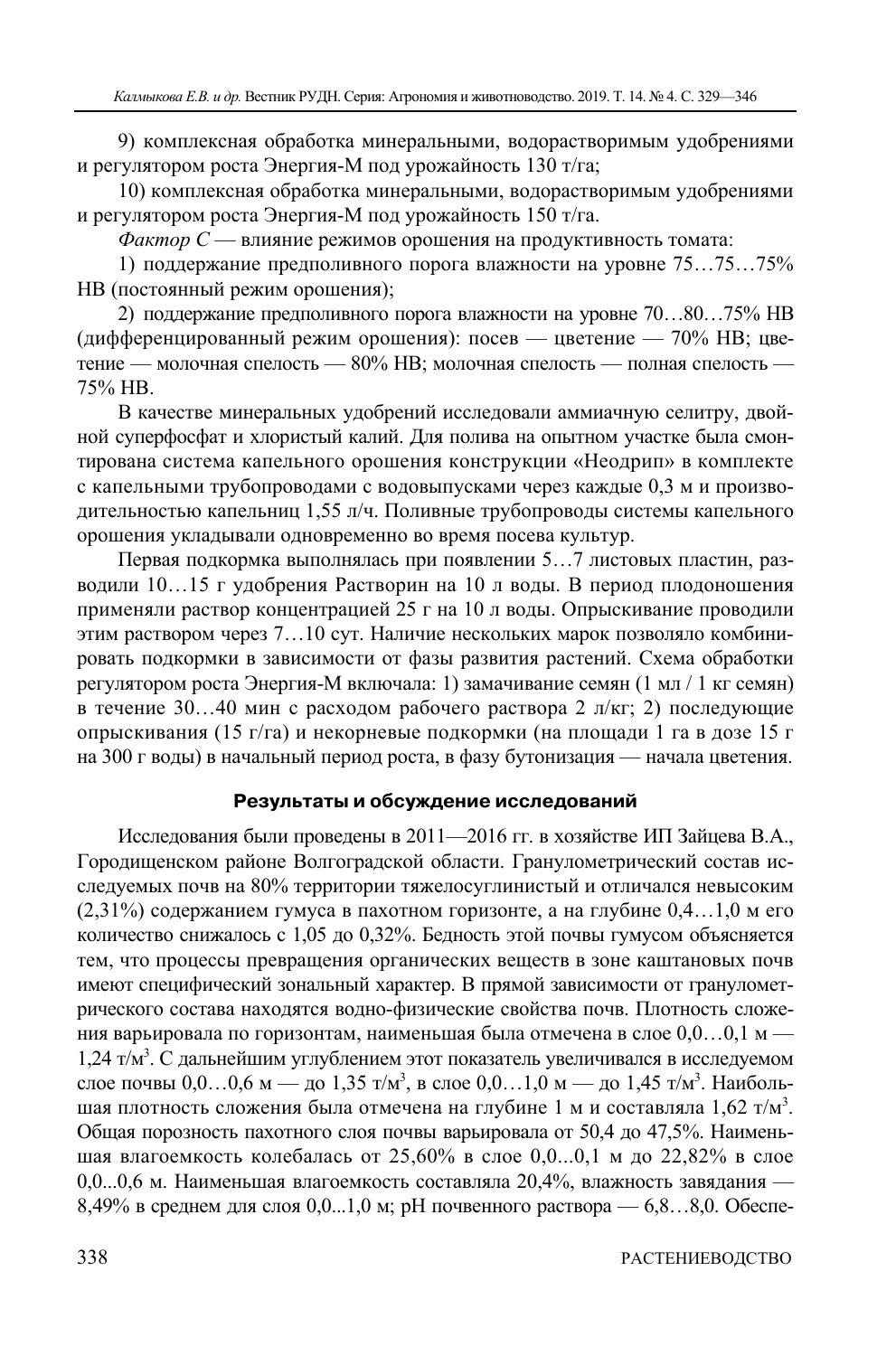9) комплексная обработка минеральными, водорастворимым удобрениями и регулятором роста Энергия-М под урожайность 130 т/га;

10) комплексная обработка минеральными, водорастворимым удобрениями и регулятором роста Энергия-М под урожайность 150 т/га.

*Фактор С* — влияние режимов орошения на продуктивность томата:

1) поддержание предполивного порога влажности на уровне 75…75…75% НВ (постоянный режим орошения);

2) поддержание предполивного порога влажности на уровне 70…80…75% НВ (дифференцированный режим орошения): посев — цветение — 70% НВ; цветение — молочная спелость — 80% НВ; молочная спелость — полная спелость — 75% НВ.

В качестве минеральных удобрений исследовали аммиачную селитру, двойной суперфосфат и хлористый калий. Для полива на опытном участке была смонтирована система капельного орошения конструкции «Неодрип» в комплекте с капельными трубопроводами с водовыпусками через каждые 0,3 м и производительностью капельниц 1,55 л/ч. Поливные трубопроводы системы капельного орошения укладывали одновременно во время посева культур.

Первая подкормка выполнялась при появлении 5…7 листовых пластин, разводили 10…15 г удобрения Растворин на 10 л воды. В период плодоношения применяли раствор концентрацией 25 г на 10 л воды. Опрыскивание проводили этим раствором через 7…10 сут. Наличие нескольких марок позволяло комбинировать подкормки в зависимости от фазы развития растений. Схема обработки регулятором роста Энергия-М включала: 1) замачивание семян (1 мл / 1 кг семян) в течение 30…40 мин с расходом рабочего раствора 2 л/кг; 2) последующие опрыскивания (15 г/га) и некорневые подкормки (на площади 1 га в дозе 15 г на 300 г воды) в начальный период роста, в фазу бутонизация — начала цветения.

## Результаты и обсуждение исследований

Исследования были проведены в 2011—2016 гг. в хозяйстве ИП Зайцева В.А., Городищенском районе Волгоградской области. Гранулометрический состав исследуемых почв на 80% территории тяжелосуглинистый и отличался невысоким (2,31%) содержанием гумуса в пахотном горизонте, а на глубине 0,4…1,0 м его количество снижалось с 1,05 до 0,32%. Бедность этой почвы гумусом объясняется тем, что процессы превращения органических веществ в зоне каштановых почв имеют специфический зональный характер. В прямой зависимости от гранулометрического состава находятся водно-физические свойства почв. Плотность сложения варьировала по горизонтам, наименьшая была отмечена в слое 0,0…0,1 м — 1,24 т/м$^3$. С дальнейшим углублением этот показатель увеличивался в исследуемом слое почвы 0,0…0,6 м — до 1,35 т/м$^3$, в слое 0,0…1,0 м — до 1,45 т/м$^3$. Наибольшая плотность сложения была отмечена на глубине 1 м и составляла 1,62 т/м$^3$. Общая порозность пахотного слоя почвы варьировала от 50,4 до 47,5%. Наименьшая влагоемкость колебалась от 25,60% в слое 0,0...0,1 м до 22,82% в слое 0,0...0,6 м. Наименьшая влагоемкость составляла 20,4%, влажность завядания — 8,49% в среднем для слоя 0,0...1,0 м; pH почвенного раствора — 6,8…8,0. Обеспе-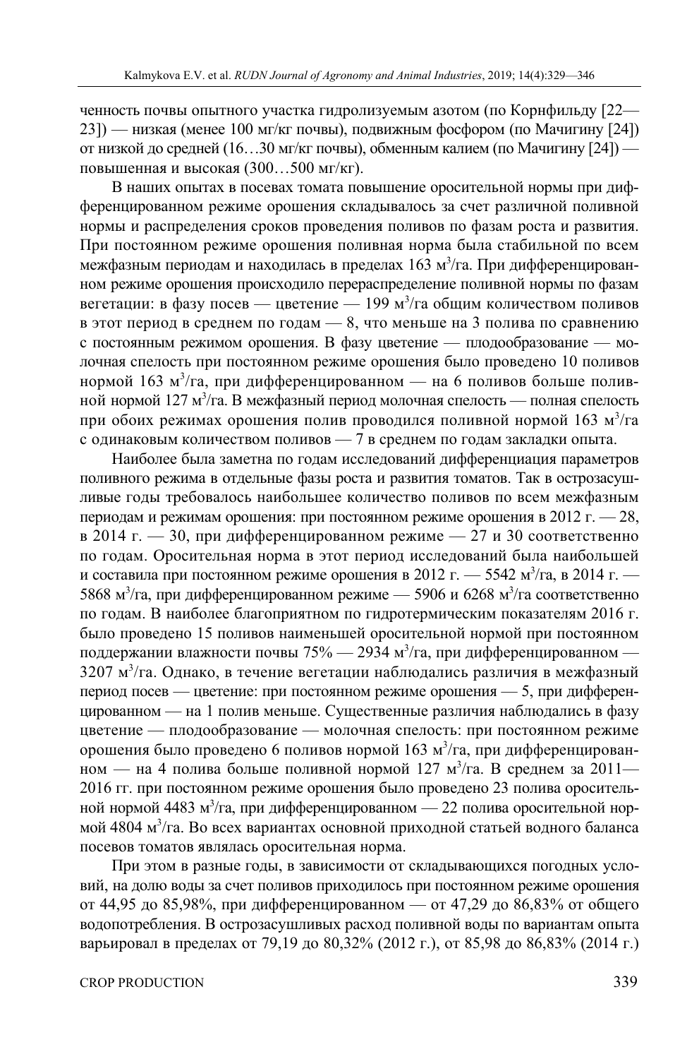ченность почвы опытного участка гидролизуемым азотом (по Корнфильду [22—23]) — низкая (менее 100 мг/кг почвы), подвижным фосфором (по Мачигину [24]) от низкой до средней (16…30 мг/кг почвы), обменным калием (по Мачигину [24]) — повышенная и высокая (300…500 мг/кг).

В наших опытах в посевах томата повышение оросительной нормы при дифференцированном режиме орошения складывалось за счет различной поливной нормы и распределения сроков проведения поливов по фазам роста и развития. При постоянном режиме орошения поливная норма была стабильной по всем межфазным периодам и находилась в пределах 163 м$^3$/га. При дифференцированном режиме орошения происходило перераспределение поливной нормы по фазам вегетации: в фазу посев — цветение — 199 м$^3$/га общим количеством поливов в этот период в среднем по годам — 8, что меньше на 3 полива по сравнению с постоянным режимом орошения. В фазу цветение — плодообразование — молочная спелость при постоянном режиме орошения было проведено 10 поливов нормой 163 м$^3$/га, при дифференцированном — на 6 поливов больше поливной нормой 127 м$^3$/га. В межфазный период молочная спелость — полная спелость при обоих режимах орошения полив проводился поливной нормой 163 м$^3$/га с одинаковым количеством поливов — 7 в среднем по годам закладки опыта.

Наиболее была заметна по годам исследований дифференциация параметров поливного режима в отдельные фазы роста и развития томатов. Так в острозасушливые годы требовалось наибольшее количество поливов по всем межфазным периодам и режимам орошения: при постоянном режиме орошения в 2012 г. — 28, в 2014 г. — 30, при дифференцированном режиме — 27 и 30 соответственно по годам. Оросительная норма в этот период исследований была наибольшей и составила при постоянном режиме орошения в 2012 г. — 5542 м$^3$/га, в 2014 г. — 5868 м$^3$/га, при дифференцированном режиме — 5906 и 6268 м$^3$/га соответственно по годам. В наиболее благоприятном по гидротермическим показателям 2016 г. было проведено 15 поливов наименьшей оросительной нормой при постоянном поддержании влажности почвы 75% — 2934 м$^3$/га, при дифференцированном — 3207 м$^3$/га. Однако, в течение вегетации наблюдались различия в межфазный период посев — цветение: при постоянном режиме орошения — 5, при дифференцированном — на 1 полив меньше. Существенные различия наблюдались в фазу цветение — плодообразование — молочная спелость: при постоянном режиме орошения было проведено 6 поливов нормой 163 м$^3$/га, при дифференцированном — на 4 полива больше поливной нормой 127 м$^3$/га. В среднем за 2011—2016 гг. при постоянном режиме орошения было проведено 23 полива оросительной нормой 4483 м$^3$/га, при дифференцированном — 22 полива оросительной нормой 4804 м$^3$/га. Во всех вариантах основной приходной статьей водного баланса посевов томатов являлась оросительная норма.

При этом в разные годы, в зависимости от складывающихся погодных условий, на долю воды за счет поливов приходилось при постоянном режиме орошения от 44,95 до 85,98%, при дифференцированном — от 47,29 до 86,83% от общего водопотребления. В острозасушливых расход поливной воды по вариантам опыта варьировал в пределах от 79,19 до 80,32% (2012 г.), от 85,98 до 86,83% (2014 г.)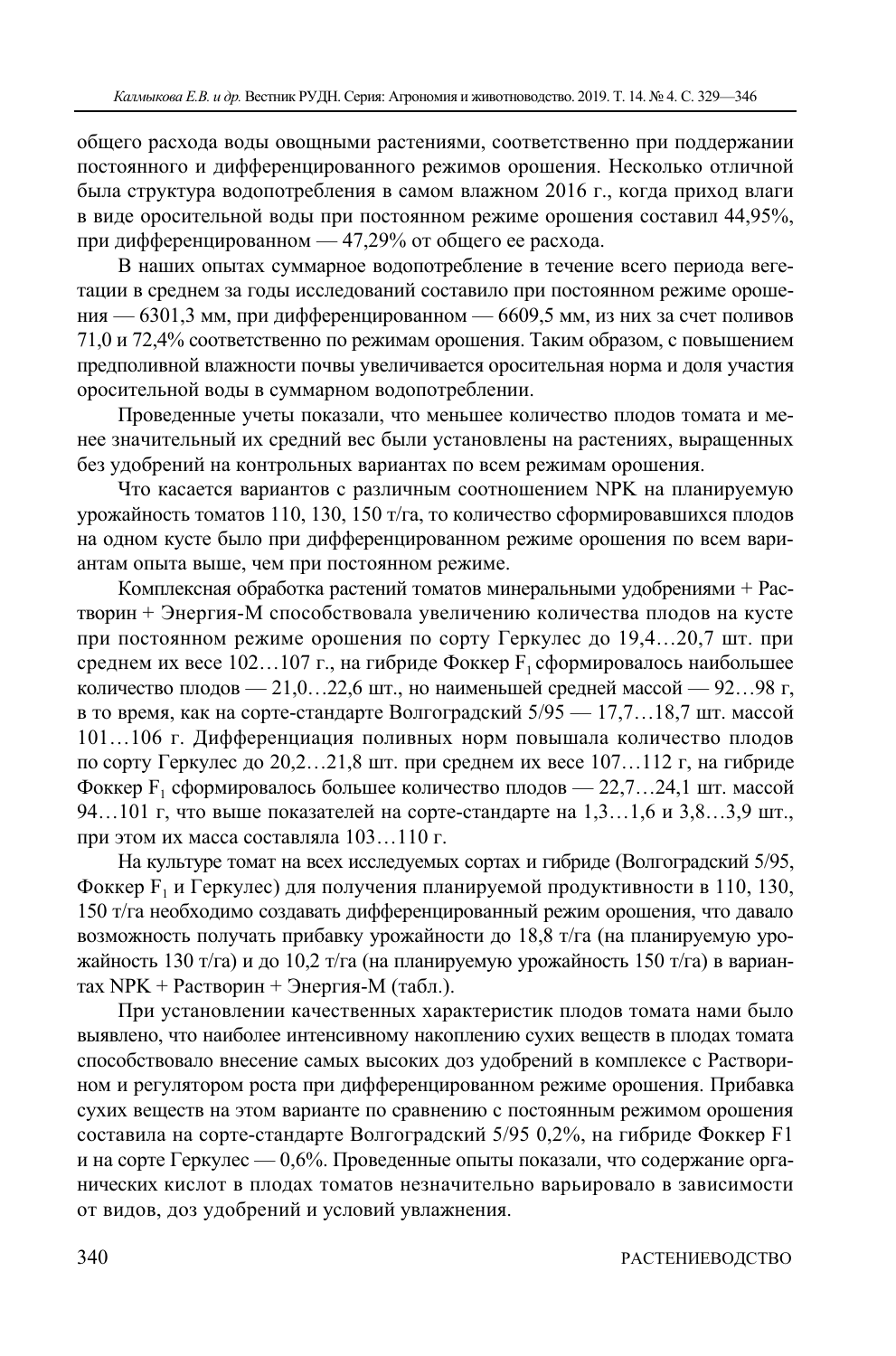общего расхода воды овощными растениями, соответственно при поддержании постоянного и дифференцированного режимов орошения. Несколько отличной была структура водопотребления в самом влажном 2016 г., когда приход влаги в виде оросительной воды при постоянном режиме орошения составил 44,95%, при дифференцированном — 47,29% от общего ее расхода.

В наших опытах суммарное водопотребление в течение всего периода вегетации в среднем за годы исследований составило при постоянном режиме орошения — 6301,3 мм, при дифференцированном — 6609,5 мм, из них за счет поливов 71,0 и 72,4% соответственно по режимам орошения. Таким образом, с повышением предполивной влажности почвы увеличивается оросительная норма и доля участия оросительной воды в суммарном водопотреблении.

Проведенные учеты показали, что меньшее количество плодов томата и менее значительный их средний вес были установлены на растениях, выращенных без удобрений на контрольных вариантах по всем режимам орошения.

Что касается вариантов с различным соотношением NPK на планируемую урожайность томатов 110, 130, 150 т/га, то количество сформировавшихся плодов на одном кусте было при дифференцированном режиме орошения по всем вариантам опыта выше, чем при постоянном режиме.

Комплексная обработка растений томатов минеральными удобрениями + Растворин + Энергия-М способствовала увеличению количества плодов на кусте при постоянном режиме орошения по сорту Геркулес до 19,4…20,7 шт. при среднем их весе 102…107 г., на гибриде Фоккер $F_1$ сформировалось наибольшее количество плодов — 21,0…22,6 шт., но наименьшей средней массой — 92…98 г, в то время, как на сорте-стандарте Волгоградский 5/95 — 17,7…18,7 шт. массой 101…106 г. Дифференциация поливных норм повышала количество плодов по сорту Геркулес до 20,2…21,8 шт. при среднем их весе 107…112 г, на гибриде Фоккер $F_1$ сформировалось большее количество плодов — 22,7…24,1 шт. массой 94…101 г, что выше показателей на сорте-стандарте на 1,3…1,6 и 3,8…3,9 шт., при этом их масса составляла 103…110 г.

На культуре томат на всех исследуемых сортах и гибриде (Волгоградский 5/95, Фоккер $F_1$ и Геркулес) для получения планируемой продуктивности в 110, 130, 150 т/га необходимо создавать дифференцированный режим орошения, что давало возможность получать прибавку урожайности до 18,8 т/га (на планируемую урожайность 130 т/га) и до 10,2 т/га (на планируемую урожайность 150 т/га) в вариантах NPK + Растворин + Энергия-М (табл.).

При установлении качественных характеристик плодов томата нами было выявлено, что наиболее интенсивному накоплению сухих веществ в плодах томата способствовало внесение самых высоких доз удобрений в комплексе с Растворином и регулятором роста при дифференцированном режиме орошения. Прибавка сухих веществ на этом варианте по сравнению с постоянным режимом орошения составила на сорте-стандарте Волгоградский 5/95 0,2%, на гибриде Фоккер F1 и на сорте Геркулес — 0,6%. Проведенные опыты показали, что содержание органических кислот в плодах томатов незначительно варьировало в зависимости от видов, доз удобрений и условий увлажнения.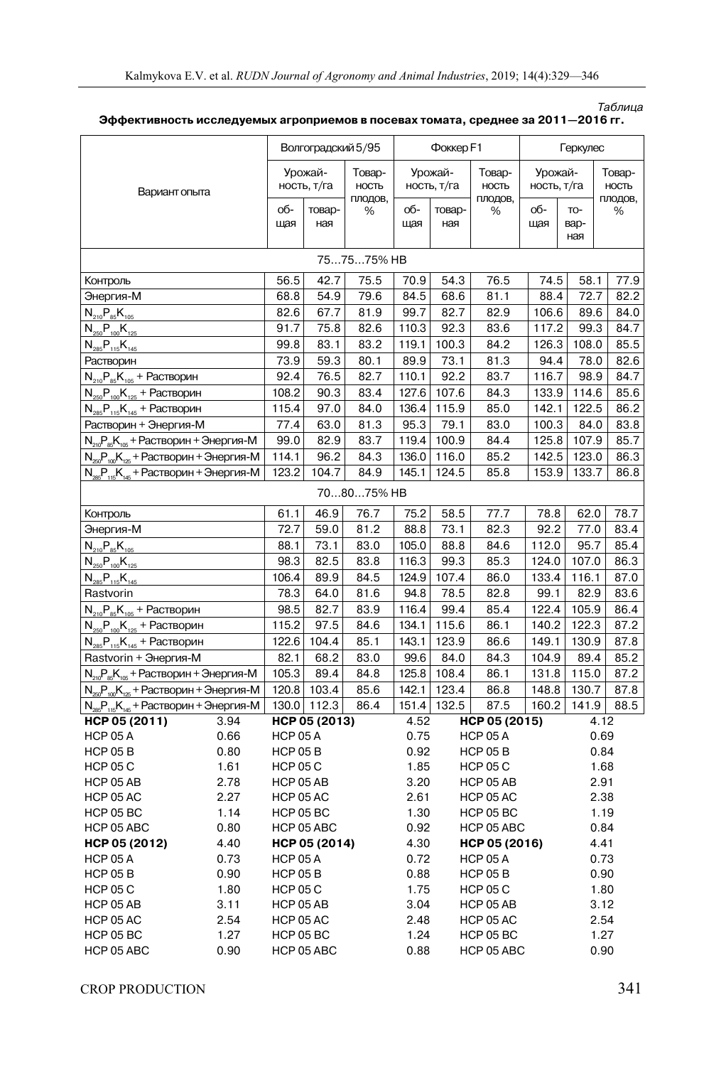*Таблица*

**Эффективность исследуемых агроприемов в посевах томата, среднее за 2011—2016 гг.**

| Вариант опыта | Волгоградский 5/95 | | | Фоккер F1 | | | Геркулес | | |
|---|---|---|---|---|---|---|---|---|---|
| | Урожайность, т/га | | Товарность плодов, % | Урожайность, т/га | | Товарность плодов, % | Урожайность, т/га | | Товарность плодов, % |
| | общая | товарная | | общая | товарная | | общая | товарная | |
| **75...75...75% НВ** | | | | | | | | | |
| Контроль | 56.5 | 42.7 | 75.5 | 70.9 | 54.3 | 76.5 | 74.5 | 58.1 | 77.9 |
| Энергия-М | 68.8 | 54.9 | 79.6 | 84.5 | 68.6 | 81.1 | 88.4 | 72.7 | 82.2 |
| $N_{210}P_{85}K_{105}$ | 82.6 | 67.7 | 81.9 | 99.7 | 82.7 | 82.9 | 106.6 | 89.6 | 84.0 |
| $N_{250}P_{100}K_{125}$ | 91.7 | 75.8 | 82.6 | 110.3 | 92.3 | 83.6 | 117.2 | 99.3 | 84.7 |
| $N_{285}P_{115}K_{145}$ | 99.8 | 83.1 | 83.2 | 119.1 | 100.3 | 84.2 | 126.3 | 108.0 | 85.5 |
| Растворин | 73.9 | 59.3 | 80.1 | 89.9 | 73.1 | 81.3 | 94.4 | 78.0 | 82.6 |
| $N_{210}P_{85}K_{105}$ + Растворин | 92.4 | 76.5 | 82.7 | 110.1 | 92.2 | 83.7 | 116.7 | 98.9 | 84.7 |
| $N_{250}P_{100}K_{125}$ + Растворин | 108.2 | 90.3 | 83.4 | 127.6 | 107.6 | 84.3 | 133.9 | 114.6 | 85.6 |
| $N_{285}P_{115}K_{145}$ + Растворин | 115.4 | 97.0 | 84.0 | 136.4 | 115.9 | 85.0 | 142.1 | 122.5 | 86.2 |
| Растворин + Энергия-М | 77.4 | 63.0 | 81.3 | 95.3 | 79.1 | 83.0 | 100.3 | 84.0 | 83.8 |
| $N_{210}P_{85}K_{105}$ + Растворин + Энергия-М | 99.0 | 82.9 | 83.7 | 119.4 | 100.9 | 84.4 | 125.8 | 107.9 | 85.7 |
| $N_{250}P_{100}K_{125}$ + Растворин + Энергия-М | 114.1 | 96.2 | 84.3 | 136.0 | 116.0 | 85.2 | 142.5 | 123.0 | 86.3 |
| $N_{285}P_{115}K_{145}$ + Растворин + Энергия-М | 123.2 | 104.7 | 84.9 | 145.1 | 124.5 | 85.8 | 153.9 | 133.7 | 86.8 |
| **70...80...75% НВ** | | | | | | | | | |
| Контроль | 61.1 | 46.9 | 76.7 | 75.2 | 58.5 | 77.7 | 78.8 | 62.0 | 78.7 |
| Энергия-М | 72.7 | 59.0 | 81.2 | 88.8 | 73.1 | 82.3 | 92.2 | 77.0 | 83.4 |
| $N_{210}P_{85}K_{105}$ | 88.1 | 73.1 | 83.0 | 105.0 | 88.8 | 84.6 | 112.0 | 95.7 | 85.4 |
| $N_{250}P_{100}K_{125}$ | 98.3 | 82.5 | 83.8 | 116.3 | 99.3 | 85.3 | 124.0 | 107.0 | 86.3 |
| $N_{285}P_{115}K_{145}$ | 106.4 | 89.9 | 84.5 | 124.9 | 107.4 | 86.0 | 133.4 | 116.1 | 87.0 |
| Rastvorin | 78.3 | 64.0 | 81.6 | 94.8 | 78.5 | 82.8 | 99.1 | 82.9 | 83.6 |
| $N_{210}P_{85}K_{105}$ + Растворин | 98.5 | 82.7 | 83.9 | 116.4 | 99.4 | 85.4 | 122.4 | 105.9 | 86.4 |
| $N_{250}P_{100}K_{125}$ + Растворин | 115.2 | 97.5 | 84.6 | 134.1 | 115.6 | 86.1 | 140.2 | 122.3 | 87.2 |
| $N_{285}P_{115}K_{145}$ + Растворин | 122.6 | 104.4 | 85.1 | 143.1 | 123.9 | 86.6 | 149.1 | 130.9 | 87.8 |
| Rastvorin + Энергия-М | 82.1 | 68.2 | 83.0 | 99.6 | 84.0 | 84.3 | 104.9 | 89.4 | 85.2 |
| $N_{210}P_{85}K_{105}$ + Растворин + Энергия-М | 105.3 | 89.4 | 84.8 | 125.8 | 108.4 | 86.1 | 131.8 | 115.0 | 87.2 |
| $N_{250}P_{100}K_{125}$ + Растворин + Энергия-М | 120.8 | 103.4 | 85.6 | 142.1 | 123.4 | 86.8 | 148.8 | 130.7 | 87.8 |
| $N_{285}P_{115}K_{145}$ + Растворин + Энергия-М | 130.0 | 112.3 | 86.4 | 151.4 | 132.5 | 87.5 | 160.2 | 141.9 | 88.5 |

| | | | | | |
|---|---|---|---|---|---|
| **НСР 05 (2011)** | 3.94 | **НСР 05 (2013)** | 4.52 | **НСР 05 (2015)** | 4.12 |
| НСР 05 A | 0.66 | НСР 05 A | 0.75 | НСР 05 A | 0.69 |
| НСР 05 B | 0.80 | НСР 05 B | 0.92 | НСР 05 B | 0.84 |
| НСР 05 C | 1.61 | НСР 05 C | 1.85 | НСР 05 C | 1.68 |
| НСР 05 AB | 2.78 | НСР 05 AB | 3.20 | НСР 05 AB | 2.91 |
| НСР 05 AC | 2.27 | НСР 05 AC | 2.61 | НСР 05 AC | 2.38 |
| НСР 05 BC | 1.14 | НСР 05 BC | 1.30 | НСР 05 BC | 1.19 |
| НСР 05 ABC | 0.80 | НСР 05 ABC | 0.92 | НСР 05 ABC | 0.84 |
| **НСР 05 (2012)** | 4.40 | **НСР 05 (2014)** | 4.30 | **НСР 05 (2016)** | 4.41 |
| НСР 05 A | 0.73 | НСР 05 A | 0.72 | НСР 05 A | 0.73 |
| НСР 05 B | 0.90 | НСР 05 B | 0.88 | НСР 05 B | 0.90 |
| НСР 05 C | 1.80 | НСР 05 C | 1.75 | НСР 05 C | 1.80 |
| НСР 05 AB | 3.11 | НСР 05 AB | 3.04 | НСР 05 AB | 3.12 |
| НСР 05 AC | 2.54 | НСР 05 AC | 2.48 | НСР 05 AC | 2.54 |
| НСР 05 BC | 1.27 | НСР 05 BC | 1.24 | НСР 05 BC | 1.27 |
| НСР 05 ABC | 0.90 | НСР 05 ABC | 0.88 | НСР 05 ABC | 0.90 |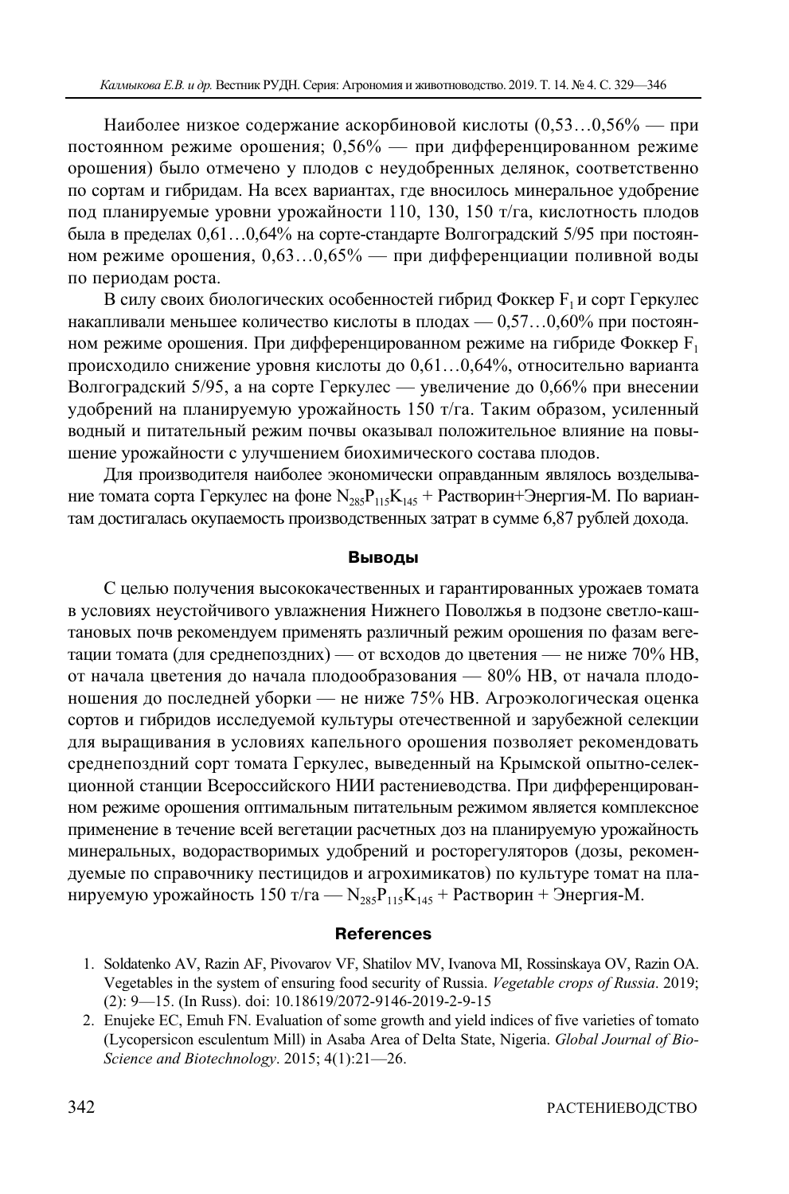Наиболее низкое содержание аскорбиновой кислоты (0,53…0,56% — при постоянном режиме орошения; 0,56% — при дифференцированном режиме орошения) было отмечено у плодов с неудобренных делянок, соответственно по сортам и гибридам. На всех вариантах, где вносилось минеральное удобрение под планируемые уровни урожайности 110, 130, 150 т/га, кислотность плодов была в пределах 0,61…0,64% на сорте-стандарте Волгоградский 5/95 при постоянном режиме орошения, 0,63…0,65% — при дифференциации поливной воды по периодам роста.

В силу своих биологических особенностей гибрид Фоккер $F_1$ и сорт Геркулес накапливали меньшее количество кислоты в плодах — 0,57…0,60% при постоянном режиме орошения. При дифференцированном режиме на гибриде Фоккер $F_1$ происходило снижение уровня кислоты до 0,61…0,64%, относительно варианта Волгоградский 5/95, а на сорте Геркулес — увеличение до 0,66% при внесении удобрений на планируемую урожайность 150 т/га. Таким образом, усиленный водный и питательный режим почвы оказывал положительное влияние на повышение урожайности с улучшением биохимического состава плодов.

Для производителя наиболее экономически оправданным являлось возделывание томата сорта Геркулес на фоне $N_{285}P_{115}K_{145}$ + Растворин+Энергия-М. По вариантам достигалась окупаемость производственных затрат в сумме 6,87 рублей дохода.

## Выводы

С целью получения высококачественных и гарантированных урожаев томата в условиях неустойчивого увлажнения Нижнего Поволжья в подзоне светло-каштановых почв рекомендуем применять различный режим орошения по фазам вегетации томата (для среднепоздних) — от всходов до цветения — не ниже 70% НВ, от начала цветения до начала плодообразования — 80% НВ, от начала плодоношения до последней уборки — не ниже 75% НВ. Агроэкологическая оценка сортов и гибридов исследуемой культуры отечественной и зарубежной селекции для выращивания в условиях капельного орошения позволяет рекомендовать среднепоздний сорт томата Геркулес, выведенный на Крымской опытно-селекционной станции Всероссийского НИИ растениеводства. При дифференцированном режиме орошения оптимальным питательным режимом является комплексное применение в течение всей вегетации расчетных доз на планируемую урожайность минеральных, водорастворимых удобрений и росторегуляторов (дозы, рекомендуемые по справочнику пестицидов и агрохимикатов) по культуре томат на планируемую урожайность 150 т/га — $N_{285}P_{115}K_{145}$ + Растворин + Энергия-М.

## References

1. Soldatenko AV, Razin AF, Pivovarov VF, Shatilov MV, Ivanova MI, Rossinskaya OV, Razin OA. Vegetables in the system of ensuring food security of Russia. *Vegetable crops of Russia*. 2019; (2): 9—15. (In Russ). doi: 10.18619/2072-9146-2019-2-9-15
2. Enujeke EC, Emuh FN. Evaluation of some growth and yield indices of five varieties of tomato (Lycopersicon esculentum Mill) in Asaba Area of Delta State, Nigeria. *Global Journal of Bio-Science and Biotechnology*. 2015; 4(1):21—26.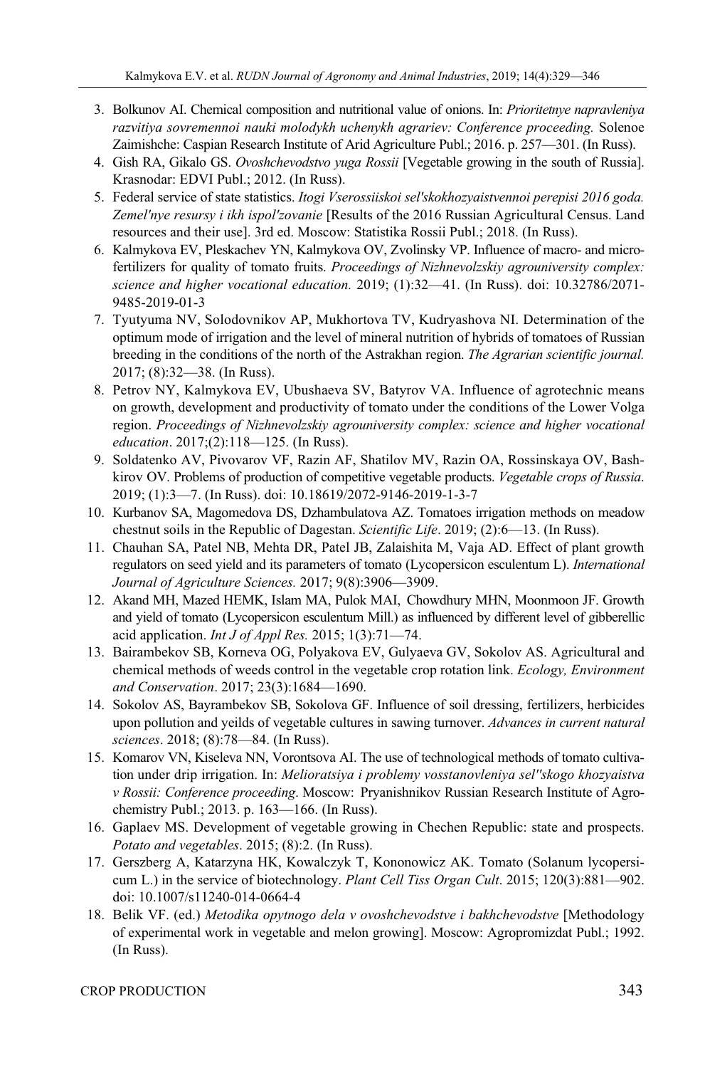3. Bolkunov AI. Chemical composition and nutritional value of onions. In: *Prioritetnye napravleniya razvitiya sovremennoi nauki molodykh uchenykh agrariev: Conference proceeding.* Solenoe Zaimishche: Caspian Research Institute of Arid Agriculture Publ.; 2016. p. 257—301. (In Russ).
4. Gish RA, Gikalo GS. *Ovoshchevodstvo yuga Rossii* [Vegetable growing in the south of Russia]. Krasnodar: EDVI Publ.; 2012. (In Russ).
5. Federal service of state statistics. *Itogi Vserossiiskoi sel'skokhozyaistvennoi perepisi 2016 goda. Zemel'nye resursy i ikh ispol'zovanie* [Results of the 2016 Russian Agricultural Census. Land resources and their use]. 3rd ed. Moscow: Statistika Rossii Publ.; 2018. (In Russ).
6. Kalmykova EV, Pleskachev YN, Kalmykova OV, Zvolinsky VP. Influence of macro- and micro-fertilizers for quality of tomato fruits. *Proceedings of Nizhnevolzskiy agrouniversity complex: science and higher vocational education.* 2019; (1):32—41. (In Russ). doi: 10.32786/2071-9485-2019-01-3
7. Tyutyuma NV, Solodovnikov AP, Mukhortova TV, Kudryashova NI. Determination of the optimum mode of irrigation and the level of mineral nutrition of hybrids of tomatoes of Russian breeding in the conditions of the north of the Astrakhan region. *The Agrarian scientific journal.* 2017; (8):32—38. (In Russ).
8. Petrov NY, Kalmykova EV, Ubushaeva SV, Batyrov VA. Influence of agrotechnic means on growth, development and productivity of tomato under the conditions of the Lower Volga region. *Proceedings of Nizhnevolzskiy agrouniversity complex: science and higher vocational education*. 2017;(2):118—125. (In Russ).
9. Soldatenko AV, Pivovarov VF, Razin AF, Shatilov MV, Razin OA, Rossinskaya OV, Bashkirov OV. Problems of production of competitive vegetable products. *Vegetable crops of Russia*. 2019; (1):3—7. (In Russ). doi: 10.18619/2072-9146-2019-1-3-7
10. Kurbanov SA, Magomedova DS, Dzhambulatova AZ. Tomatoes irrigation methods on meadow chestnut soils in the Republic of Dagestan. *Scientific Life*. 2019; (2):6—13. (In Russ).
11. Chauhan SA, Patel NB, Mehta DR, Patel JB, Zalaishita M, Vaja AD. Effect of plant growth regulators on seed yield and its parameters of tomato (Lycopersicon esculentum L). *International Journal of Agriculture Sciences.* 2017; 9(8):3906—3909.
12. Akand MH, Mazed HEMK, Islam MA, Pulok MAI, Chowdhury MHN, Moonmoon JF. Growth and yield of tomato (Lycopersicon esculentum Mill.) as influenced by different level of gibberellic acid application. *Int J of Appl Res.* 2015; 1(3):71—74.
13. Bairambekov SB, Korneva OG, Polyakova EV, Gulyaeva GV, Sokolov AS. Agricultural and chemical methods of weeds control in the vegetable crop rotation link. *Ecology, Environment and Conservation*. 2017; 23(3):1684—1690.
14. Sokolov AS, Bayrambekov SB, Sokolova GF. Influence of soil dressing, fertilizers, herbicides upon pollution and yeilds of vegetable cultures in sawing turnover. *Advances in current natural sciences*. 2018; (8):78—84. (In Russ).
15. Komarov VN, Kiseleva NN, Vorontsova AI. The use of technological methods of tomato cultivation under drip irrigation. In: *Melioratsiya i problemy vosstanovleniya sel''skogo khozyaistva v Rossii: Conference proceeding*. Moscow: Pryanishnikov Russian Research Institute of Agrochemistry Publ.; 2013. p. 163—166. (In Russ).
16. Gaplaev MS. Development of vegetable growing in Chechen Republic: state and prospects. *Potato and vegetables*. 2015; (8):2. (In Russ).
17. Gerszberg A, Katarzyna HK, Kowalczyk T, Kononowicz AK. Tomato (Solanum lycopersicum L.) in the service of biotechnology. *Plant Cell Tiss Organ Cult*. 2015; 120(3):881—902. doi: 10.1007/s11240-014-0664-4
18. Belik VF. (ed.) *Metodika opytnogo dela v ovoshchevodstve i bakhchevodstve* [Methodology of experimental work in vegetable and melon growing]. Moscow: Agropromizdat Publ.; 1992. (In Russ).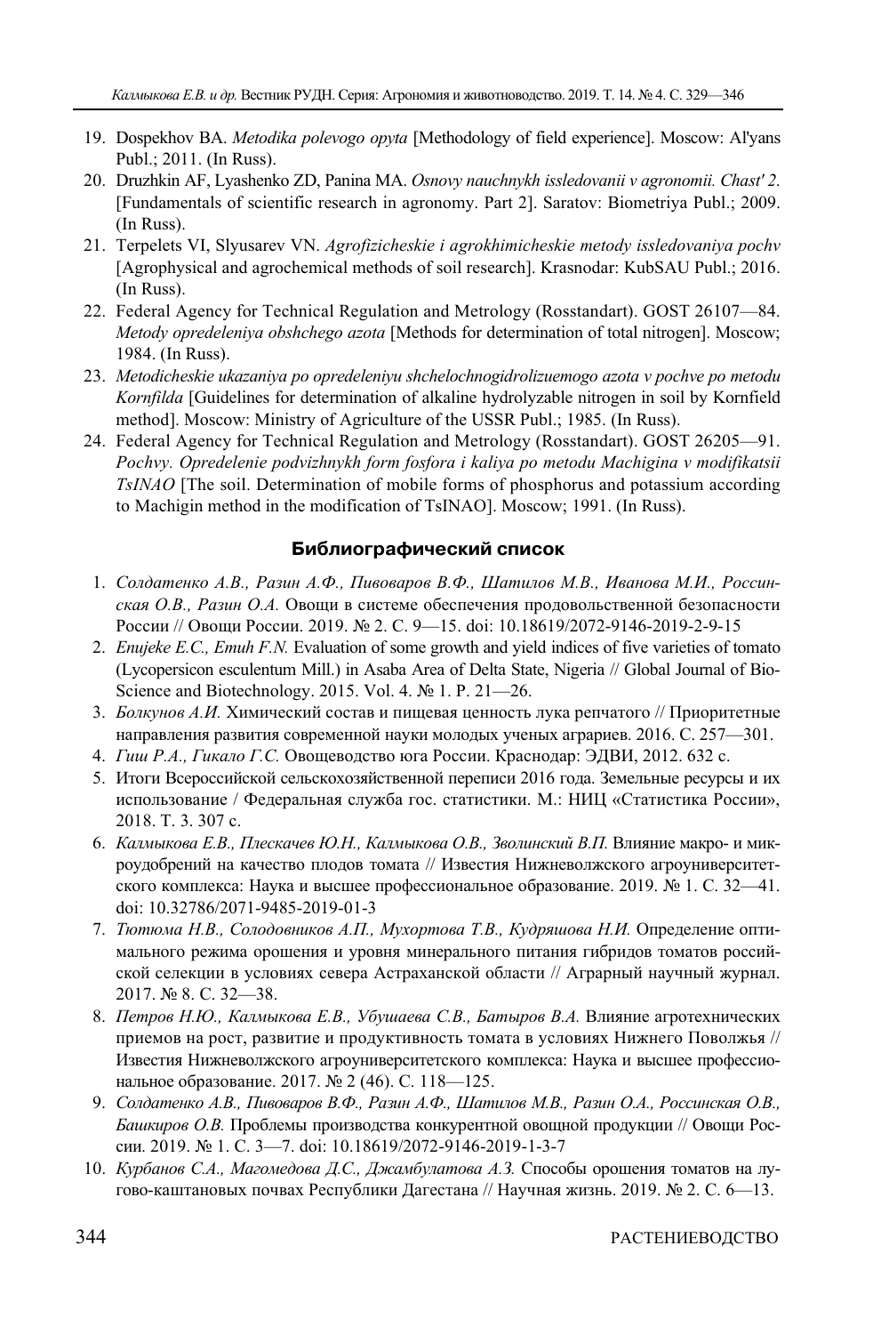19. Dospekhov BA. *Metodika polevogo opyta* [Methodology of field experience]. Moscow: Al'yans Publ.; 2011. (In Russ).
20. Druzhkin AF, Lyashenko ZD, Panina MA. *Osnovy nauchnykh issledovanii v agronomii. Chast' 2*. [Fundamentals of scientific research in agronomy. Part 2]. Saratov: Biometriya Publ.; 2009. (In Russ).
21. Terpelets VI, Slyusarev VN. *Agrofizicheskie i agrokhimicheskie metody issledovaniya pochv* [Agrophysical and agrochemical methods of soil research]. Krasnodar: KubSAU Publ.; 2016. (In Russ).
22. Federal Agency for Technical Regulation and Metrology (Rosstandart). GOST 26107—84. *Metody opredeleniya obshchego azota* [Methods for determination of total nitrogen]. Moscow; 1984. (In Russ).
23. *Metodicheskie ukazaniya po opredeleniyu shchelochnogidrolizuemogo azota v pochve po metodu Kornfilda* [Guidelines for determination of alkaline hydrolyzable nitrogen in soil by Kornfield method]. Moscow: Ministry of Agriculture of the USSR Publ.; 1985. (In Russ).
24. Federal Agency for Technical Regulation and Metrology (Rosstandart). GOST 26205—91. *Pochvy. Opredelenie podvizhnykh form fosfora i kaliya po metodu Machigina v modifikatsii TsINAO* [The soil. Determination of mobile forms of phosphorus and potassium according to Machigin method in the modification of TsINAO]. Moscow; 1991. (In Russ).

## Библиографический список

1. *Солдатенко А.В., Разин А.Ф., Пивоваров В.Ф., Шатилов М.В., Иванова М.И., Россинская О.В., Разин О.А.* Овощи в системе обеспечения продовольственной безопасности России // Овощи России. 2019. № 2. С. 9—15. doi: 10.18619/2072-9146-2019-2-9-15
2. *Enujeke E.C., Emuh F.N.* Evaluation of some growth and yield indices of five varieties of tomato (Lycopersicon esculentum Mill.) in Asaba Area of Delta State, Nigeria // Global Journal of Bio-Science and Biotechnology. 2015. Vol. 4. № 1. P. 21—26.
3. *Болкунов А.И.* Химический состав и пищевая ценность лука репчатого // Приоритетные направления развития современной науки молодых ученых аграриев. 2016. С. 257—301.
4. *Гиш Р.А., Гикало Г.С.* Овощеводство юга России. Краснодар: ЭДВИ, 2012. 632 с.
5. Итоги Всероссийской сельскохозяйственной переписи 2016 года. Земельные ресурсы и их использование / Федеральная служба гос. статистики. М.: НИЦ «Статистика России», 2018. Т. 3. 307 с.
6. *Калмыкова Е.В., Плескачев Ю.Н., Калмыкова О.В., Зволинский В.П.* Влияние макро- и микроудобрений на качество плодов томата // Известия Нижневолжского агроуниверситетского комплекса: Наука и высшее профессиональное образование. 2019. № 1. С. 32—41. doi: 10.32786/2071-9485-2019-01-3
7. *Тютюма Н.В., Солодовников А.П., Мухортова Т.В., Кудряшова Н.И.* Определение оптимального режима орошения и уровня минерального питания гибридов томатов российской селекции в условиях севера Астраханской области // Аграрный научный журнал. 2017. № 8. С. 32—38.
8. *Петров Н.Ю., Калмыкова Е.В., Убушаева С.В., Батыров В.А.* Влияние агротехнических приемов на рост, развитие и продуктивность томата в условиях Нижнего Поволжья // Известия Нижневолжского агроуниверситетского комплекса: Наука и высшее профессиональное образование. 2017. № 2 (46). С. 118—125.
9. *Солдатенко А.В., Пивоваров В.Ф., Разин А.Ф., Шатилов М.В., Разин О.А., Россинская О.В., Башкиров О.В.* Проблемы производства конкурентной овощной продукции // Овощи России. 2019. № 1. С. 3—7. doi: 10.18619/2072-9146-2019-1-3-7
10. *Курбанов С.А., Магомедова Д.С., Джамбулатова А.З.* Способы орошения томатов на лугово-каштановых почвах Республики Дагестана // Научная жизнь. 2019. № 2. С. 6—13.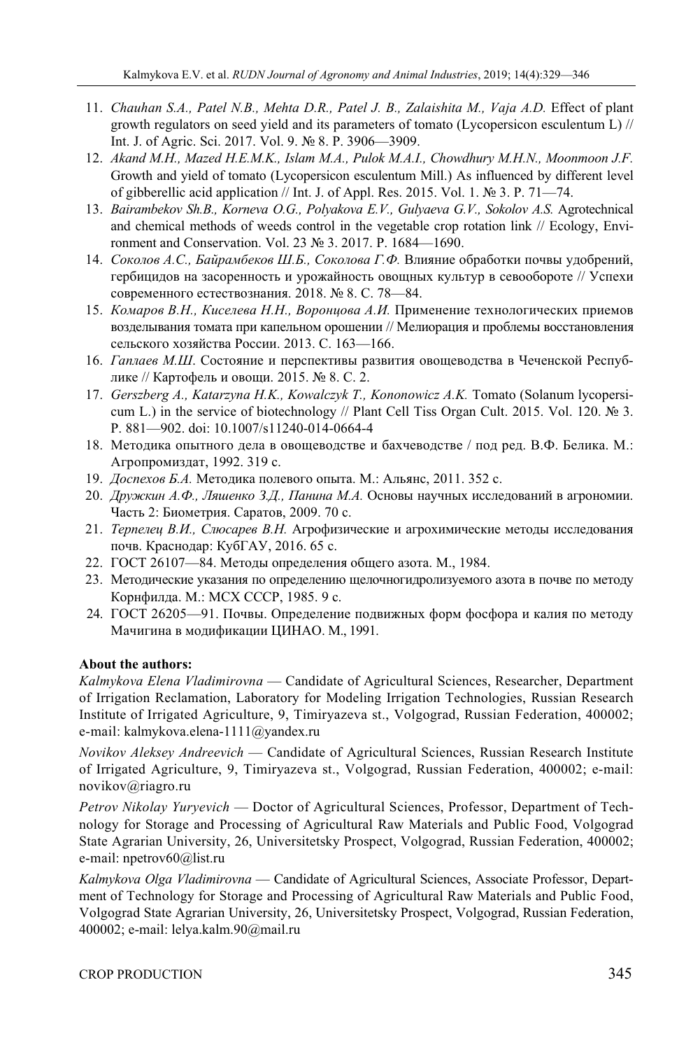11. *Chauhan S.A., Patel N.B., Mehta D.R., Patel J. B., Zalaishita M., Vaja A.D.* Effect of plant growth regulators on seed yield and its parameters of tomato (Lycopersicon esculentum L) // Int. J. of Agric. Sci. 2017. Vol. 9. № 8. P. 3906—3909.
12. *Akand M.H., Mazed H.E.M.K., Islam M.A., Pulok M.A.I., Chowdhury M.H.N., Moonmoon J.F.* Growth and yield of tomato (Lycopersicon esculentum Mill.) As influenced by different level of gibberellic acid application // Int. J. of Appl. Res. 2015. Vol. 1. № 3. P. 71—74.
13. *Bairambekov Sh.B., Korneva O.G., Polyakova E.V., Gulyaeva G.V., Sokolov A.S.* Agrotechnical and chemical methods of weeds control in the vegetable crop rotation link // Ecology, Environment and Conservation. Vol. 23 № 3. 2017. P. 1684—1690.
14. *Соколов А.С., Байрамбеков Ш.Б., Соколова Г.Ф.* Влияние обработки почвы удобрений, гербицидов на засоренность и урожайность овощных культур в севообороте // Успехи современного естествознания. 2018. № 8. С. 78—84.
15. *Комаров В.Н., Киселева Н.Н., Воронцова А.И.* Применение технологических приемов возделывания томата при капельном орошении // Мелиорация и проблемы восстановления сельского хозяйства России. 2013. С. 163—166.
16. *Гаплаев М.Ш.* Состояние и перспективы развития овощеводства в Чеченской Республике // Картофель и овощи. 2015. № 8. С. 2.
17. *Gerszberg A., Katarzyna H.K., Kowalczyk T., Kononowicz A.K.* Tomato (Solanum lycopersicum L.) in the service of biotechnology // Plant Cell Tiss Organ Cult. 2015. Vol. 120. № 3. P. 881—902. doi: 10.1007/s11240-014-0664-4
18. Методика опытного дела в овощеводстве и бахчеводстве / под ред. В.Ф. Белика. М.: Агропромиздат, 1992. 319 с.
19. *Доспехов Б.А.* Методика полевого опыта. М.: Альянс, 2011. 352 с.
20. *Дружкин А.Ф., Ляшенко З.Д., Панина М.А.* Основы научных исследований в агрономии. Часть 2: Биометрия. Саратов, 2009. 70 с.
21. *Терпелец В.И., Слюсарев В.Н.* Агрофизические и агрохимические методы исследования почв. Краснодар: КубГАУ, 2016. 65 с.
22. ГОСТ 26107—84. Методы определения общего азота. М., 1984.
23. Методические указания по определению щелочногидролизуемого азота в почве по методу Корнфилда. М.: МСХ СССР, 1985. 9 с.
24. ГОСТ 26205—91. Почвы. Определение подвижных форм фосфора и калия по методу Мачигина в модификации ЦИНАО. М., 1991.

**About the authors:**

*Kalmykova Elena Vladimirovna* — Candidate of Agricultural Sciences, Researcher, Department of Irrigation Reclamation, Laboratory for Modeling Irrigation Technologies, Russian Research Institute of Irrigated Agriculture, 9, Timiryazeva st., Volgograd, Russian Federation, 400002; e-mail: kalmykova.elena-1111@yandex.ru

*Novikov Aleksey Andreevich* — Candidate of Agricultural Sciences, Russian Research Institute of Irrigated Agriculture, 9, Timiryazeva st., Volgograd, Russian Federation, 400002; e-mail: novikov@riagro.ru

*Petrov Nikolay Yuryevich* — Doctor of Agricultural Sciences, Professor, Department of Technology for Storage and Processing of Agricultural Raw Materials and Public Food, Volgograd State Agrarian University, 26, Universitetsky Prospect, Volgograd, Russian Federation, 400002; e-mail: npetrov60@list.ru

*Kalmykova Olga Vladimirovna* — Candidate of Agricultural Sciences, Associate Professor, Department of Technology for Storage and Processing of Agricultural Raw Materials and Public Food, Volgograd State Agrarian University, 26, Universitetsky Prospect, Volgograd, Russian Federation, 400002; e-mail: lelya.kalm.90@mail.ru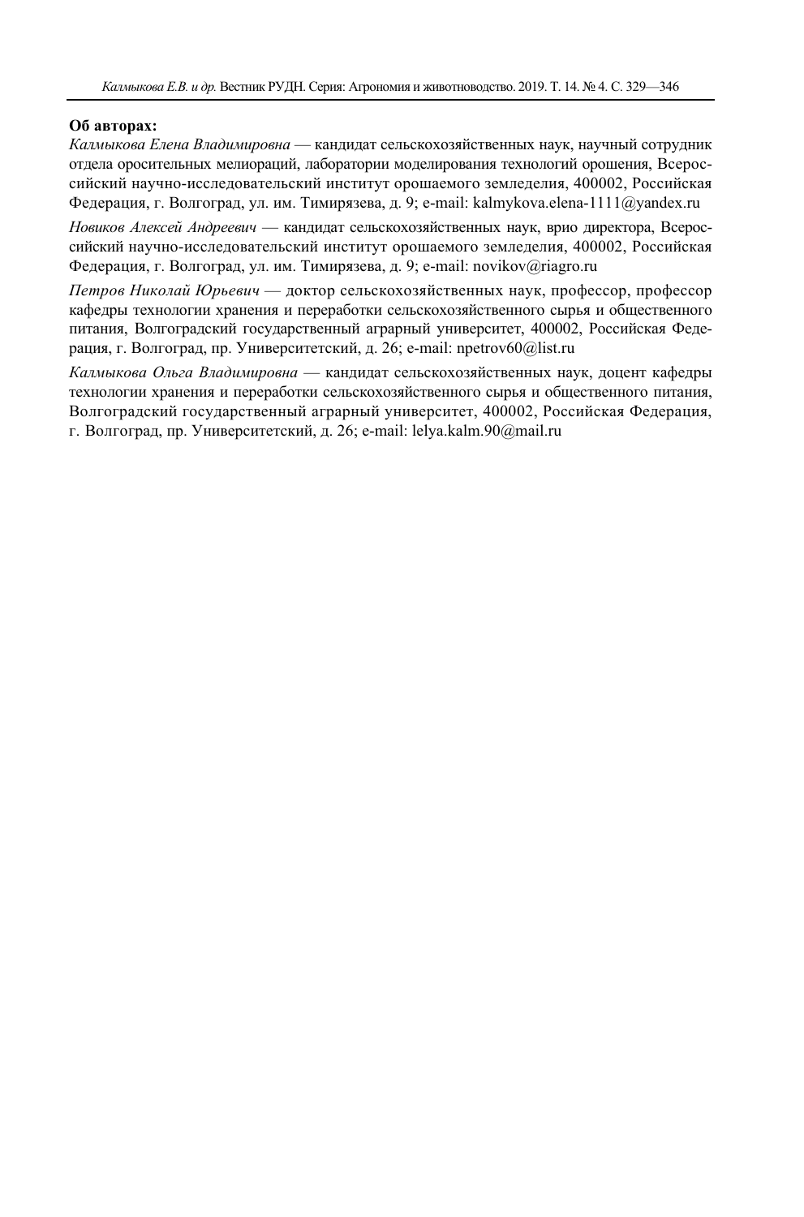**Об авторах:**

*Калмыкова Елена Владимировна* — кандидат сельскохозяйственных наук, научный сотрудник отдела оросительных мелиораций, лаборатории моделирования технологий орошения, Всероссийский научно-исследовательский институт орошаемого земледелия, 400002, Российская Федерация, г. Волгоград, ул. им. Тимирязева, д. 9; e-mail: kalmykova.elena-1111@yandex.ru

*Новиков Алексей Андреевич* — кандидат сельскохозяйственных наук, врио директора, Всероссийский научно-исследовательский институт орошаемого земледелия, 400002, Российская Федерация, г. Волгоград, ул. им. Тимирязева, д. 9; e-mail: novikov@riagro.ru

*Петров Николай Юрьевич* — доктор сельскохозяйственных наук, профессор, профессор кафедры технологии хранения и переработки сельскохозяйственного сырья и общественного питания, Волгоградский государственный аграрный университет, 400002, Российская Федерация, г. Волгоград, пр. Университетский, д. 26; e-mail: npetrov60@list.ru

*Калмыкова Ольга Владимировна* — кандидат сельскохозяйственных наук, доцент кафедры технологии хранения и переработки сельскохозяйственного сырья и общественного питания, Волгоградский государственный аграрный университет, 400002, Российская Федерация, г. Волгоград, пр. Университетский, д. 26; e-mail: lelya.kalm.90@mail.ru